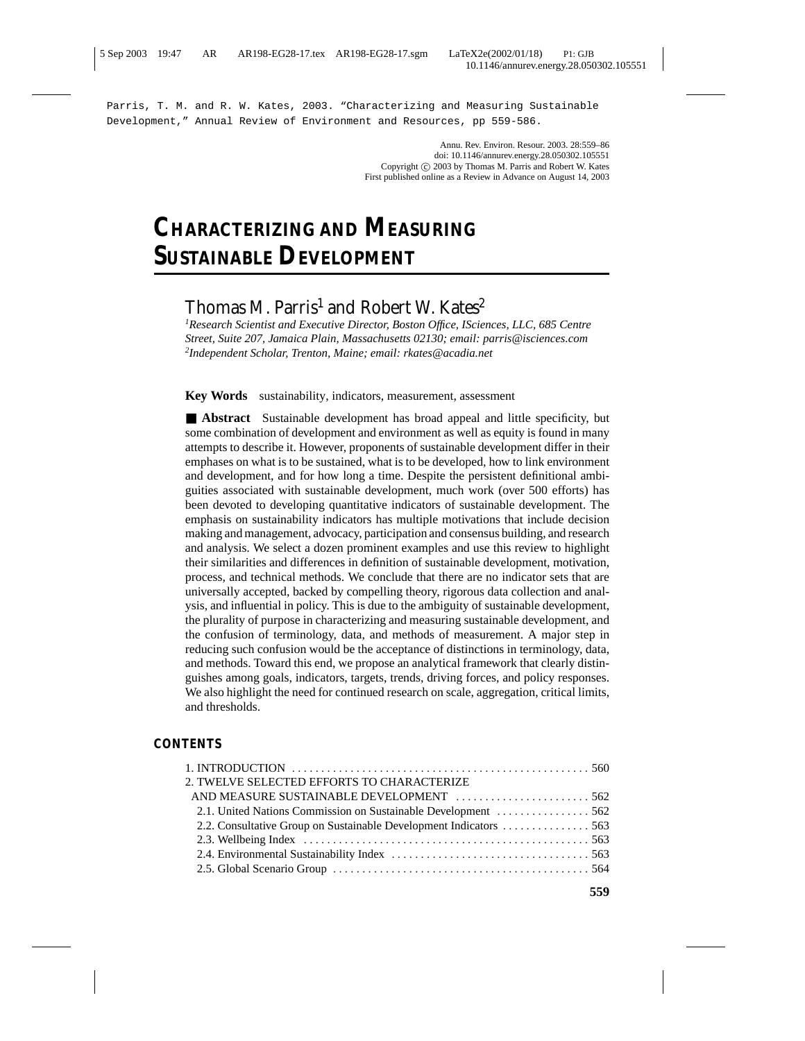Parris, T. M. and R. W. Kates, 2003. "Characterizing and Measuring Sustainable Development," Annual Review of Environment and Resources, pp 559-586.

Annu. Rev. Environ. Resour. 2003. 28:559–86
doi: 10.1146/annurev.energy.28.050302.105551
Copyright © 2003 by Thomas M. Parris and Robert W. Kates
First published online as a Review in Advance on August 14, 2003

# CHARACTERIZING AND MEASURING SUSTAINABLE DEVELOPMENT

Thomas M. Parris[1] and Robert W. Kates[2]

[1]*Research Scientist and Executive Director, Boston Office, ISciences, LLC, 685 Centre Street, Suite 207, Jamaica Plain, Massachusetts 02130; email: parris@isciences.com*
[2]*Independent Scholar, Trenton, Maine; email: rkates@acadia.net*

**Key Words** sustainability, indicators, measurement, assessment

■ **Abstract** Sustainable development has broad appeal and little specificity, but some combination of development and environment as well as equity is found in many attempts to describe it. However, proponents of sustainable development differ in their emphases on what is to be sustained, what is to be developed, how to link environment and development, and for how long a time. Despite the persistent definitional ambiguities associated with sustainable development, much work (over 500 efforts) has been devoted to developing quantitative indicators of sustainable development. The emphasis on sustainability indicators has multiple motivations that include decision making and management, advocacy, participation and consensus building, and research and analysis. We select a dozen prominent examples and use this review to highlight their similarities and differences in definition of sustainable development, motivation, process, and technical methods. We conclude that there are no indicator sets that are universally accepted, backed by compelling theory, rigorous data collection and analysis, and influential in policy. This is due to the ambiguity of sustainable development, the plurality of purpose in characterizing and measuring sustainable development, and the confusion of terminology, data, and methods of measurement. A major step in reducing such confusion would be the acceptance of distinctions in terminology, data, and methods. Toward this end, we propose an analytical framework that clearly distinguishes among goals, indicators, targets, trends, driving forces, and policy responses. We also highlight the need for continued research on scale, aggregation, critical limits, and thresholds.

## CONTENTS

1. INTRODUCTION ........ 560
2. TWELVE SELECTED EFFORTS TO CHARACTERIZE AND MEASURE SUSTAINABLE DEVELOPMENT ........ 562
   - 2.1. United Nations Commission on Sustainable Development ........ 562
   - 2.2. Consultative Group on Sustainable Development Indicators ........ 563
   - 2.3. Wellbeing Index ........ 563
   - 2.4. Environmental Sustainability Index ........ 563
   - 2.5. Global Scenario Group ........ 564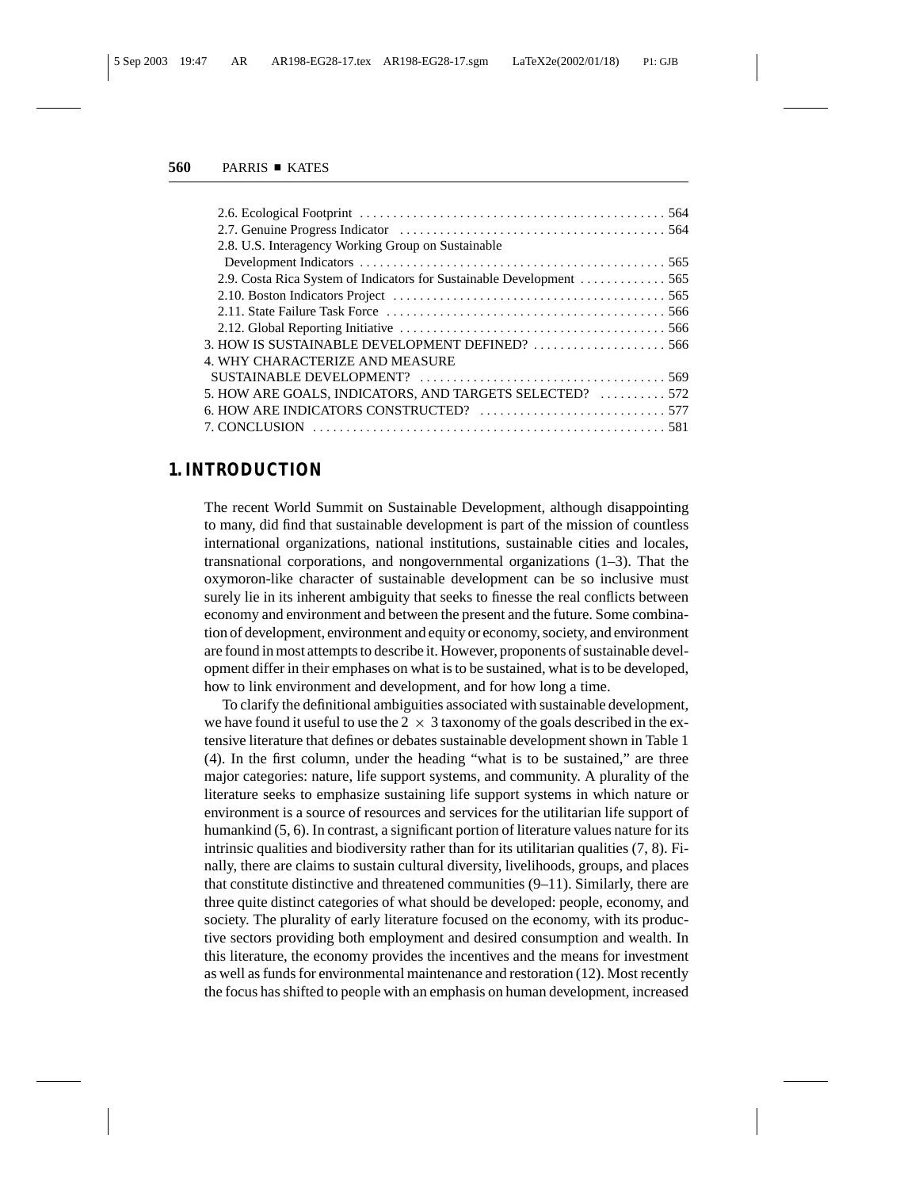2.6. Ecological Footprint . . . . . . . . . . . . . . . . . . . . . . . . . . . . . . . . . . . . . . . . . . . . . 564
2.7. Genuine Progress Indicator . . . . . . . . . . . . . . . . . . . . . . . . . . . . . . . . . . . . . . . 564
2.8. U.S. Interagency Working Group on Sustainable Development Indicators . . . . . . . . . . . . . . . . . . . . . . . . . . . . . . . . . . . . . . . . . . . . 565
2.9. Costa Rica System of Indicators for Sustainable Development . . . . . . . . . . . . 565
2.10. Boston Indicators Project . . . . . . . . . . . . . . . . . . . . . . . . . . . . . . . . . . . . . . . 565
2.11. State Failure Task Force . . . . . . . . . . . . . . . . . . . . . . . . . . . . . . . . . . . . . . . . 566
2.12. Global Reporting Initiative . . . . . . . . . . . . . . . . . . . . . . . . . . . . . . . . . . . . . . 566
3. HOW IS SUSTAINABLE DEVELOPMENT DEFINED? . . . . . . . . . . . . . . . . . . . . 566
4. WHY CHARACTERIZE AND MEASURE SUSTAINABLE DEVELOPMENT? . . . . . . . . . . . . . . . . . . . . . . . . . . . . . . . . . . . 569
5. HOW ARE GOALS, INDICATORS, AND TARGETS SELECTED? . . . . . . . . . . 572
6. HOW ARE INDICATORS CONSTRUCTED? . . . . . . . . . . . . . . . . . . . . . . . . . . . 577
7. CONCLUSION . . . . . . . . . . . . . . . . . . . . . . . . . . . . . . . . . . . . . . . . . . . . . . . . . . . 581

## 1. INTRODUCTION

The recent World Summit on Sustainable Development, although disappointing to many, did find that sustainable development is part of the mission of countless international organizations, national institutions, sustainable cities and locales, transnational corporations, and nongovernmental organizations (1–3). That the oxymoron-like character of sustainable development can be so inclusive must surely lie in its inherent ambiguity that seeks to finesse the real conflicts between economy and environment and between the present and the future. Some combination of development, environment and equity or economy, society, and environment are found in most attempts to describe it. However, proponents of sustainable development differ in their emphases on what is to be sustained, what is to be developed, how to link environment and development, and for how long a time.

To clarify the definitional ambiguities associated with sustainable development, we have found it useful to use the $2 \times 3$ taxonomy of the goals described in the extensive literature that defines or debates sustainable development shown in Table 1 (4). In the first column, under the heading "what is to be sustained," are three major categories: nature, life support systems, and community. A plurality of the literature seeks to emphasize sustaining life support systems in which nature or environment is a source of resources and services for the utilitarian life support of humankind (5, 6). In contrast, a significant portion of literature values nature for its intrinsic qualities and biodiversity rather than for its utilitarian qualities (7, 8). Finally, there are claims to sustain cultural diversity, livelihoods, groups, and places that constitute distinctive and threatened communities (9–11). Similarly, there are three quite distinct categories of what should be developed: people, economy, and society. The plurality of early literature focused on the economy, with its productive sectors providing both employment and desired consumption and wealth. In this literature, the economy provides the incentives and the means for investment as well as funds for environmental maintenance and restoration (12). Most recently the focus has shifted to people with an emphasis on human development, increased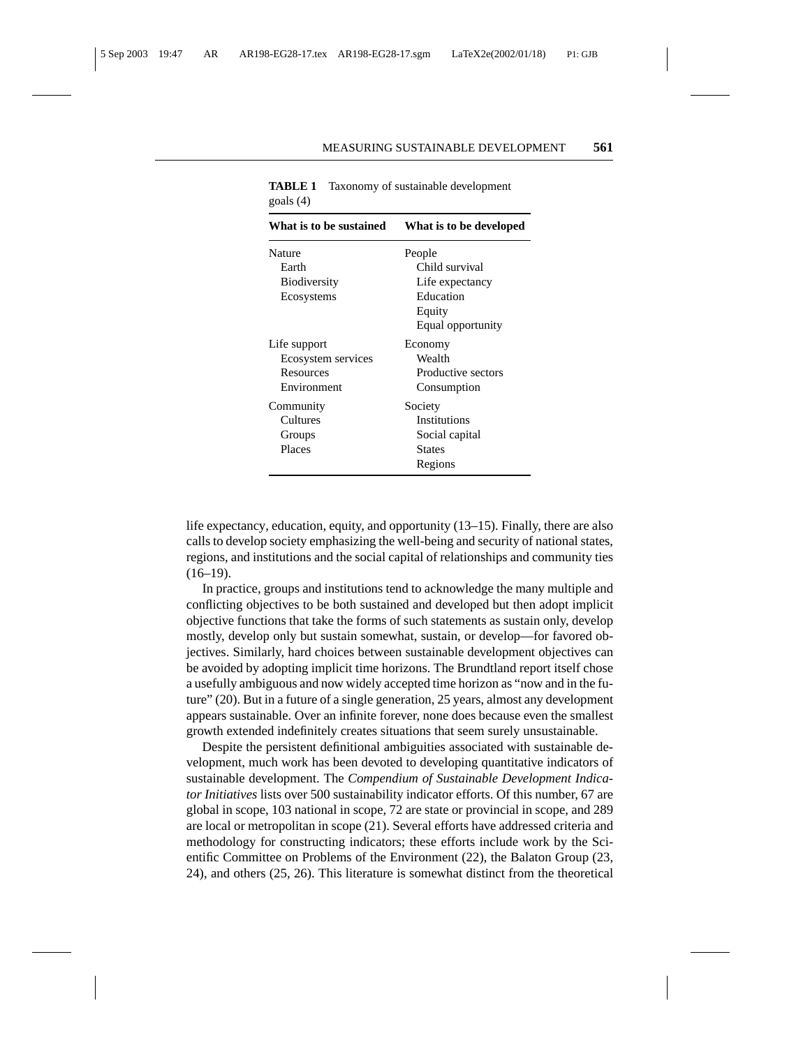**TABLE 1** Taxonomy of sustainable development goals (4)

| What is to be sustained | What is to be developed |
|---|---|
| Nature | People |
| Earth | Child survival |
| Biodiversity | Life expectancy |
| Ecosystems | Education |
| | Equity |
| | Equal opportunity |
| Life support | Economy |
| Ecosystem services | Wealth |
| Resources | Productive sectors |
| Environment | Consumption |
| Community | Society |
| Cultures | Institutions |
| Groups | Social capital |
| Places | States |
| | Regions |

life expectancy, education, equity, and opportunity (13–15). Finally, there are also calls to develop society emphasizing the well-being and security of national states, regions, and institutions and the social capital of relationships and community ties (16–19).

In practice, groups and institutions tend to acknowledge the many multiple and conflicting objectives to be both sustained and developed but then adopt implicit objective functions that take the forms of such statements as sustain only, develop mostly, develop only but sustain somewhat, sustain, or develop—for favored objectives. Similarly, hard choices between sustainable development objectives can be avoided by adopting implicit time horizons. The Brundtland report itself chose a usefully ambiguous and now widely accepted time horizon as "now and in the future" (20). But in a future of a single generation, 25 years, almost any development appears sustainable. Over an infinite forever, none does because even the smallest growth extended indefinitely creates situations that seem surely unsustainable.

Despite the persistent definitional ambiguities associated with sustainable development, much work has been devoted to developing quantitative indicators of sustainable development. The *Compendium of Sustainable Development Indicator Initiatives* lists over 500 sustainability indicator efforts. Of this number, 67 are global in scope, 103 national in scope, 72 are state or provincial in scope, and 289 are local or metropolitan in scope (21). Several efforts have addressed criteria and methodology for constructing indicators; these efforts include work by the Scientific Committee on Problems of the Environment (22), the Balaton Group (23, 24), and others (25, 26). This literature is somewhat distinct from the theoretical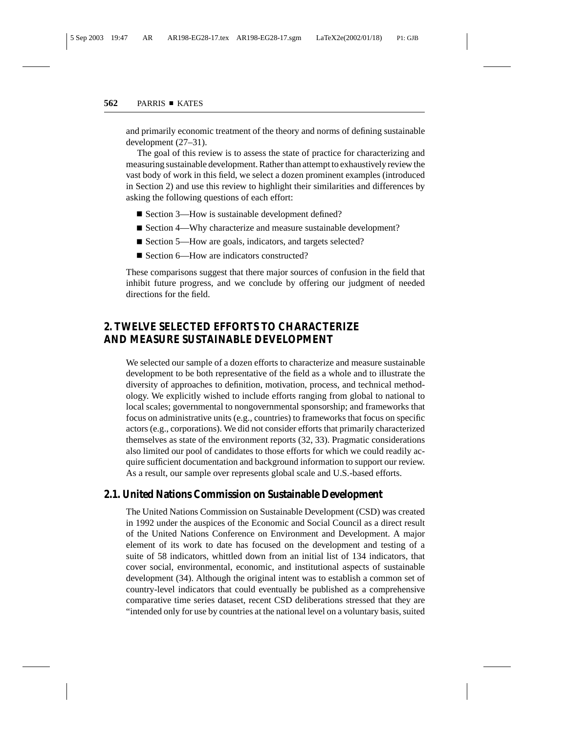and primarily economic treatment of the theory and norms of defining sustainable development (27–31).

The goal of this review is to assess the state of practice for characterizing and measuring sustainable development. Rather than attempt to exhaustively review the vast body of work in this field, we select a dozen prominent examples (introduced in Section 2) and use this review to highlight their similarities and differences by asking the following questions of each effort:

- Section 3—How is sustainable development defined?
- Section 4—Why characterize and measure sustainable development?
- Section 5—How are goals, indicators, and targets selected?
- Section 6—How are indicators constructed?

These comparisons suggest that there major sources of confusion in the field that inhibit future progress, and we conclude by offering our judgment of needed directions for the field.

## 2. TWELVE SELECTED EFFORTS TO CHARACTERIZE AND MEASURE SUSTAINABLE DEVELOPMENT

We selected our sample of a dozen efforts to characterize and measure sustainable development to be both representative of the field as a whole and to illustrate the diversity of approaches to definition, motivation, process, and technical methodology. We explicitly wished to include efforts ranging from global to national to local scales; governmental to nongovernmental sponsorship; and frameworks that focus on administrative units (e.g., countries) to frameworks that focus on specific actors (e.g., corporations). We did not consider efforts that primarily characterized themselves as state of the environment reports (32, 33). Pragmatic considerations also limited our pool of candidates to those efforts for which we could readily acquire sufficient documentation and background information to support our review. As a result, our sample over represents global scale and U.S.-based efforts.

### 2.1. United Nations Commission on Sustainable Development

The United Nations Commission on Sustainable Development (CSD) was created in 1992 under the auspices of the Economic and Social Council as a direct result of the United Nations Conference on Environment and Development. A major element of its work to date has focused on the development and testing of a suite of 58 indicators, whittled down from an initial list of 134 indicators, that cover social, environmental, economic, and institutional aspects of sustainable development (34). Although the original intent was to establish a common set of country-level indicators that could eventually be published as a comprehensive comparative time series dataset, recent CSD deliberations stressed that they are "intended only for use by countries at the national level on a voluntary basis, suited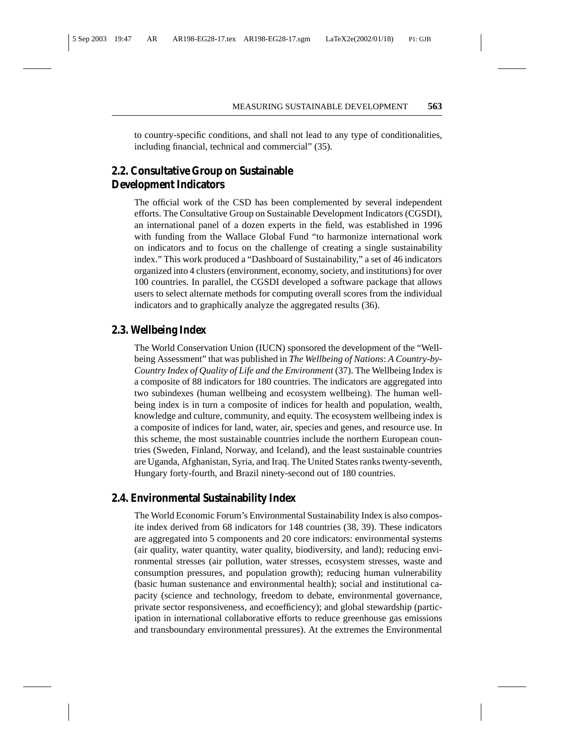to country-specific conditions, and shall not lead to any type of conditionalities, including financial, technical and commercial" (35).

## 2.2. Consultative Group on Sustainable Development Indicators

The official work of the CSD has been complemented by several independent efforts. The Consultative Group on Sustainable Development Indicators (CGSDI), an international panel of a dozen experts in the field, was established in 1996 with funding from the Wallace Global Fund "to harmonize international work on indicators and to focus on the challenge of creating a single sustainability index." This work produced a "Dashboard of Sustainability," a set of 46 indicators organized into 4 clusters (environment, economy, society, and institutions) for over 100 countries. In parallel, the CGSDI developed a software package that allows users to select alternate methods for computing overall scores from the individual indicators and to graphically analyze the aggregated results (36).

## 2.3. Wellbeing Index

The World Conservation Union (IUCN) sponsored the development of the "Wellbeing Assessment" that was published in *The Wellbeing of Nations*: *A Country-by-Country Index of Quality of Life and the Environment* (37). The Wellbeing Index is a composite of 88 indicators for 180 countries. The indicators are aggregated into two subindexes (human wellbeing and ecosystem wellbeing). The human wellbeing index is in turn a composite of indices for health and population, wealth, knowledge and culture, community, and equity. The ecosystem wellbeing index is a composite of indices for land, water, air, species and genes, and resource use. In this scheme, the most sustainable countries include the northern European countries (Sweden, Finland, Norway, and Iceland), and the least sustainable countries are Uganda, Afghanistan, Syria, and Iraq. The United States ranks twenty-seventh, Hungary forty-fourth, and Brazil ninety-second out of 180 countries.

## 2.4. Environmental Sustainability Index

The World Economic Forum's Environmental Sustainability Index is also composite index derived from 68 indicators for 148 countries (38, 39). These indicators are aggregated into 5 components and 20 core indicators: environmental systems (air quality, water quantity, water quality, biodiversity, and land); reducing environmental stresses (air pollution, water stresses, ecosystem stresses, waste and consumption pressures, and population growth); reducing human vulnerability (basic human sustenance and environmental health); social and institutional capacity (science and technology, freedom to debate, environmental governance, private sector responsiveness, and ecoefficiency); and global stewardship (participation in international collaborative efforts to reduce greenhouse gas emissions and transboundary environmental pressures). At the extremes the Environmental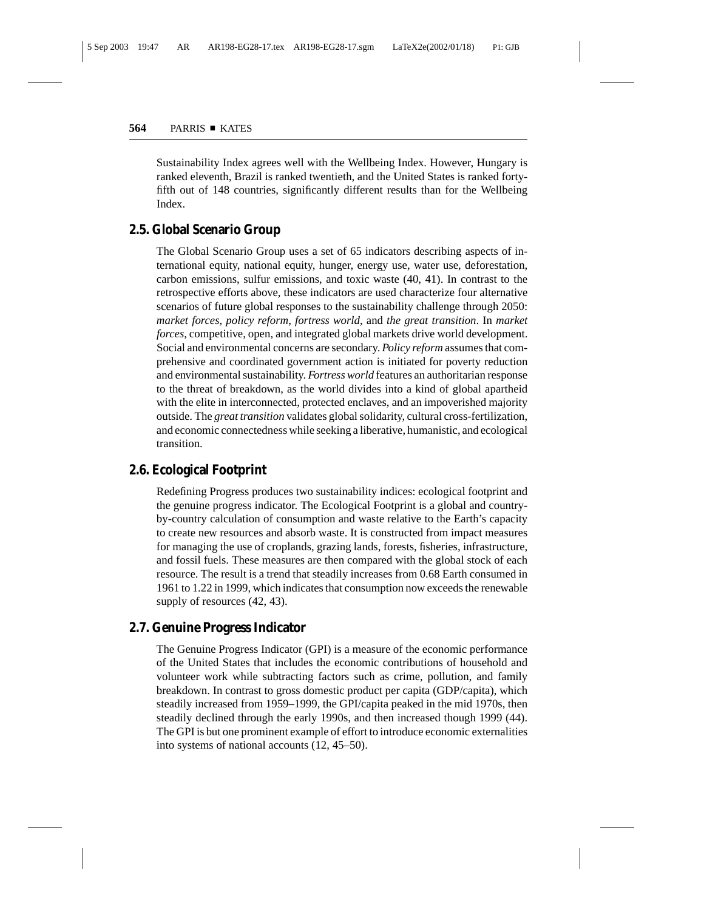Sustainability Index agrees well with the Wellbeing Index. However, Hungary is ranked eleventh, Brazil is ranked twentieth, and the United States is ranked forty-fifth out of 148 countries, significantly different results than for the Wellbeing Index.

## 2.5. Global Scenario Group

The Global Scenario Group uses a set of 65 indicators describing aspects of international equity, national equity, hunger, energy use, water use, deforestation, carbon emissions, sulfur emissions, and toxic waste (40, 41). In contrast to the retrospective efforts above, these indicators are used characterize four alternative scenarios of future global responses to the sustainability challenge through 2050: *market forces*, *policy reform*, *fortress world*, and *the great transition*. In *market forces*, competitive, open, and integrated global markets drive world development. Social and environmental concerns are secondary. *Policy reform* assumes that comprehensive and coordinated government action is initiated for poverty reduction and environmental sustainability. *Fortress world* features an authoritarian response to the threat of breakdown, as the world divides into a kind of global apartheid with the elite in interconnected, protected enclaves, and an impoverished majority outside. The *great transition* validates global solidarity, cultural cross-fertilization, and economic connectedness while seeking a liberative, humanistic, and ecological transition.

## 2.6. Ecological Footprint

Redefining Progress produces two sustainability indices: ecological footprint and the genuine progress indicator. The Ecological Footprint is a global and country-by-country calculation of consumption and waste relative to the Earth's capacity to create new resources and absorb waste. It is constructed from impact measures for managing the use of croplands, grazing lands, forests, fisheries, infrastructure, and fossil fuels. These measures are then compared with the global stock of each resource. The result is a trend that steadily increases from 0.68 Earth consumed in 1961 to 1.22 in 1999, which indicates that consumption now exceeds the renewable supply of resources (42, 43).

## 2.7. Genuine Progress Indicator

The Genuine Progress Indicator (GPI) is a measure of the economic performance of the United States that includes the economic contributions of household and volunteer work while subtracting factors such as crime, pollution, and family breakdown. In contrast to gross domestic product per capita (GDP/capita), which steadily increased from 1959–1999, the GPI/capita peaked in the mid 1970s, then steadily declined through the early 1990s, and then increased though 1999 (44). The GPI is but one prominent example of effort to introduce economic externalities into systems of national accounts (12, 45–50).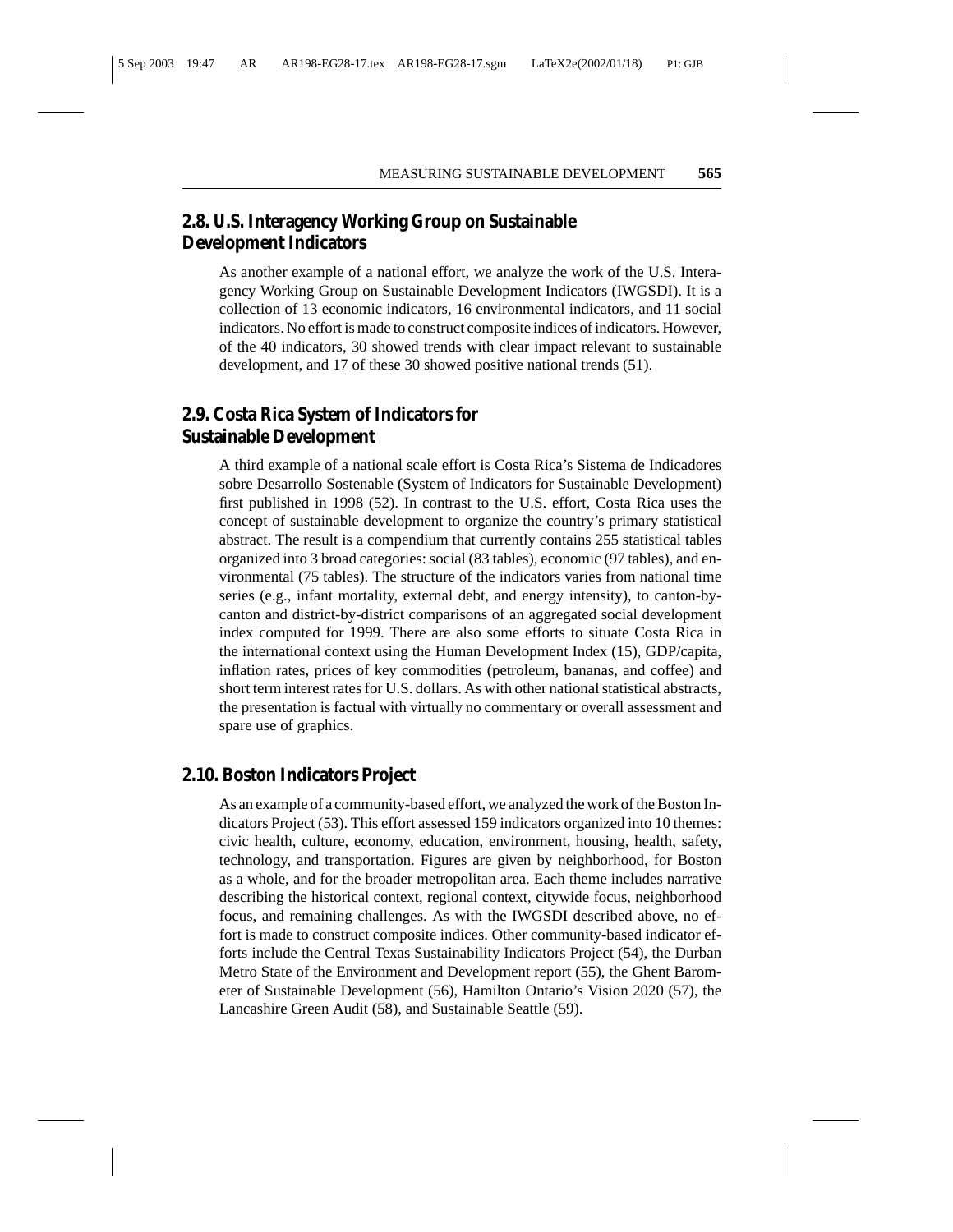## 2.8. U.S. Interagency Working Group on Sustainable Development Indicators

As another example of a national effort, we analyze the work of the U.S. Interagency Working Group on Sustainable Development Indicators (IWGSDI). It is a collection of 13 economic indicators, 16 environmental indicators, and 11 social indicators. No effort is made to construct composite indices of indicators. However, of the 40 indicators, 30 showed trends with clear impact relevant to sustainable development, and 17 of these 30 showed positive national trends (51).

## 2.9. Costa Rica System of Indicators for Sustainable Development

A third example of a national scale effort is Costa Rica's Sistema de Indicadores sobre Desarrollo Sostenable (System of Indicators for Sustainable Development) first published in 1998 (52). In contrast to the U.S. effort, Costa Rica uses the concept of sustainable development to organize the country's primary statistical abstract. The result is a compendium that currently contains 255 statistical tables organized into 3 broad categories: social (83 tables), economic (97 tables), and environmental (75 tables). The structure of the indicators varies from national time series (e.g., infant mortality, external debt, and energy intensity), to canton-by-canton and district-by-district comparisons of an aggregated social development index computed for 1999. There are also some efforts to situate Costa Rica in the international context using the Human Development Index (15), GDP/capita, inflation rates, prices of key commodities (petroleum, bananas, and coffee) and short term interest rates for U.S. dollars. As with other national statistical abstracts, the presentation is factual with virtually no commentary or overall assessment and spare use of graphics.

## 2.10. Boston Indicators Project

As an example of a community-based effort, we analyzed the work of the Boston Indicators Project (53). This effort assessed 159 indicators organized into 10 themes: civic health, culture, economy, education, environment, housing, health, safety, technology, and transportation. Figures are given by neighborhood, for Boston as a whole, and for the broader metropolitan area. Each theme includes narrative describing the historical context, regional context, citywide focus, neighborhood focus, and remaining challenges. As with the IWGSDI described above, no effort is made to construct composite indices. Other community-based indicator efforts include the Central Texas Sustainability Indicators Project (54), the Durban Metro State of the Environment and Development report (55), the Ghent Barometer of Sustainable Development (56), Hamilton Ontario's Vision 2020 (57), the Lancashire Green Audit (58), and Sustainable Seattle (59).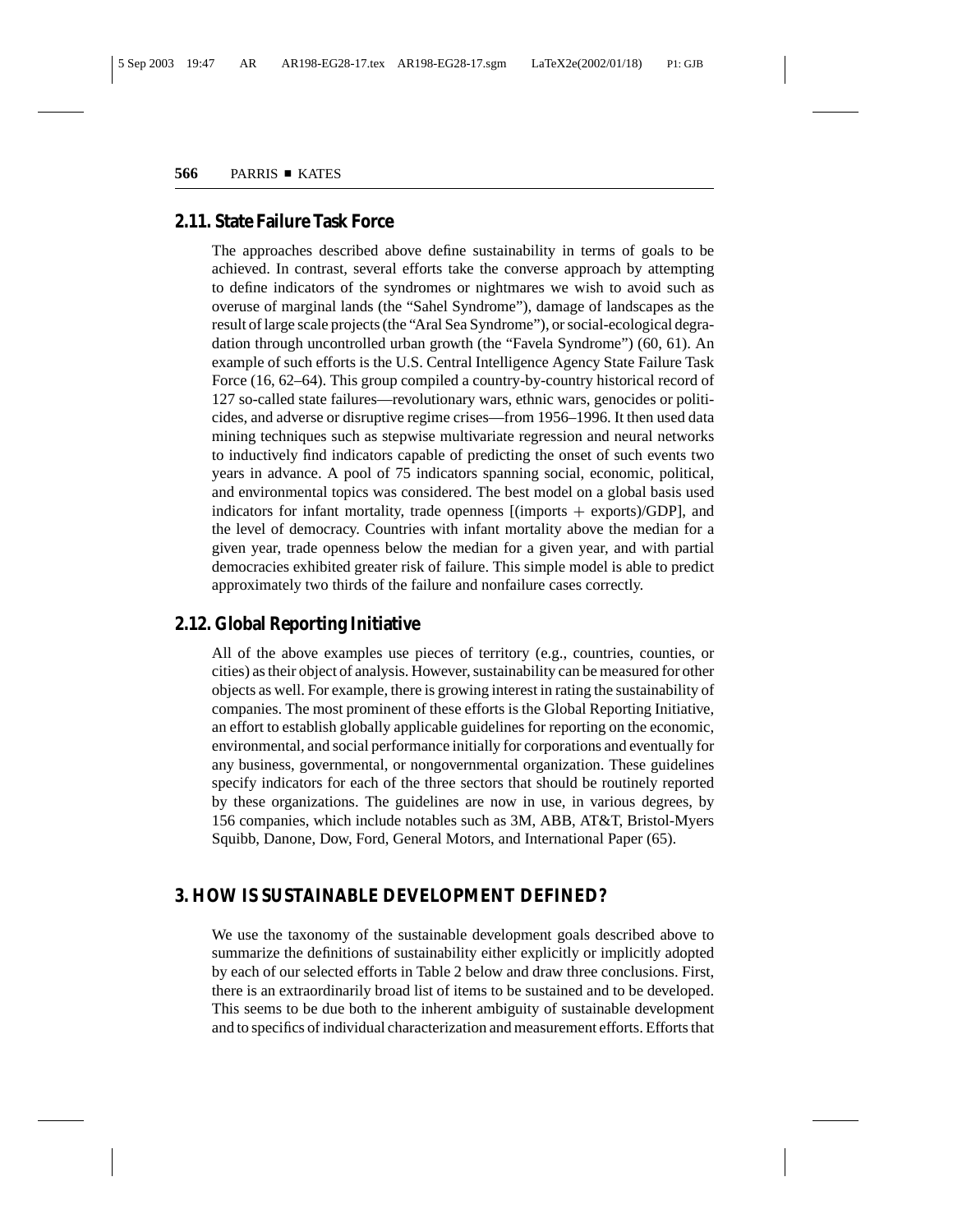## 2.11. State Failure Task Force

The approaches described above define sustainability in terms of goals to be achieved. In contrast, several efforts take the converse approach by attempting to define indicators of the syndromes or nightmares we wish to avoid such as overuse of marginal lands (the "Sahel Syndrome"), damage of landscapes as the result of large scale projects (the "Aral Sea Syndrome"), or social-ecological degradation through uncontrolled urban growth (the "Favela Syndrome") (60, 61). An example of such efforts is the U.S. Central Intelligence Agency State Failure Task Force (16, 62–64). This group compiled a country-by-country historical record of 127 so-called state failures—revolutionary wars, ethnic wars, genocides or politicides, and adverse or disruptive regime crises—from 1956–1996. It then used data mining techniques such as stepwise multivariate regression and neural networks to inductively find indicators capable of predicting the onset of such events two years in advance. A pool of 75 indicators spanning social, economic, political, and environmental topics was considered. The best model on a global basis used indicators for infant mortality, trade openness [(imports + exports)/GDP], and the level of democracy. Countries with infant mortality above the median for a given year, trade openness below the median for a given year, and with partial democracies exhibited greater risk of failure. This simple model is able to predict approximately two thirds of the failure and nonfailure cases correctly.

## 2.12. Global Reporting Initiative

All of the above examples use pieces of territory (e.g., countries, counties, or cities) as their object of analysis. However, sustainability can be measured for other objects as well. For example, there is growing interest in rating the sustainability of companies. The most prominent of these efforts is the Global Reporting Initiative, an effort to establish globally applicable guidelines for reporting on the economic, environmental, and social performance initially for corporations and eventually for any business, governmental, or nongovernmental organization. These guidelines specify indicators for each of the three sectors that should be routinely reported by these organizations. The guidelines are now in use, in various degrees, by 156 companies, which include notables such as 3M, ABB, AT&T, Bristol-Myers Squibb, Danone, Dow, Ford, General Motors, and International Paper (65).

# 3. HOW IS SUSTAINABLE DEVELOPMENT DEFINED?

We use the taxonomy of the sustainable development goals described above to summarize the definitions of sustainability either explicitly or implicitly adopted by each of our selected efforts in Table 2 below and draw three conclusions. First, there is an extraordinarily broad list of items to be sustained and to be developed. This seems to be due both to the inherent ambiguity of sustainable development and to specifics of individual characterization and measurement efforts. Efforts that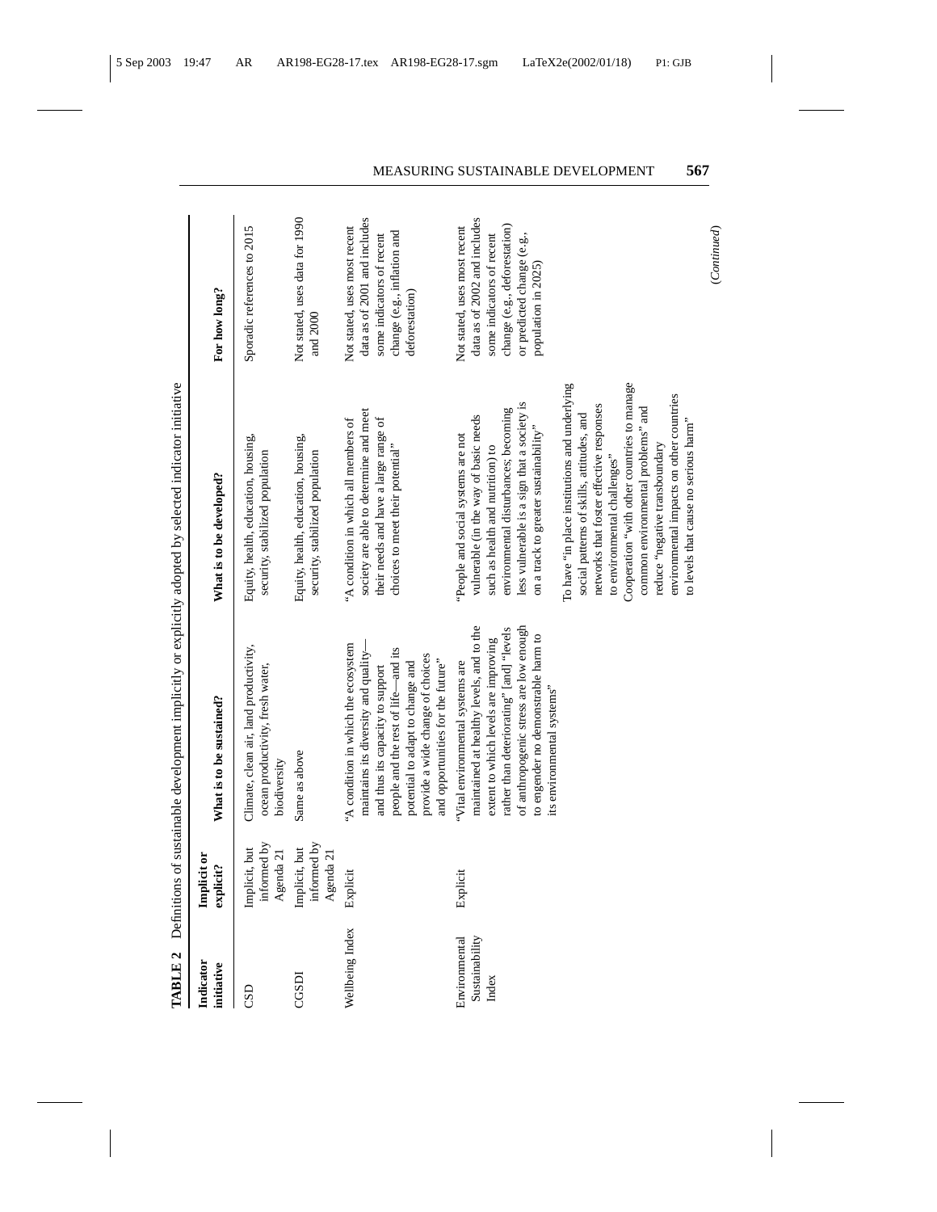**TABLE 2** Definitions of sustainable development implicitly or explicitly adopted by selected indicator initiative

| Indicator initiative | Implicit or explicit? | What is to be sustained? | What is to be developed? | For how long? |
|---|---|---|---|---|
| CSD | Implicit, but informed by Agenda 21 | Climate, clean air, land productivity, ocean productivity, fresh water, biodiversity | Equity, health, education, housing, security, stabilized population | Sporadic references to 2015 |
| CGSDI | Implicit, but informed by Agenda 21 | Same as above | Equity, health, education, housing, security, stabilized population | Not stated, uses data for 1990 and 2000 |
| Wellbeing Index | Explicit | "A condition in which the ecosystem maintains its diversity and quality—and thus its capacity to support people and the rest of life—and its potential to adapt to change and provide a wide change of choices and opportunities for the future" | "A condition in which all members of society are able to determine and meet their needs and have a large range of choices to meet their potential" | Not stated, uses most recent data as of 2001 and includes some indicators of recent change (e.g., inflation and deforestation) |
| Environmental Sustainability Index | Explicit | "Vital environmental systems are maintained at healthy levels, and to the extent to which levels are improving rather than deteriorating" [and] "levels of anthropogenic stress are low enough to engender no demonstrable harm to its environmental systems" | "People and social systems are not vulnerable (in the way of basic needs such as health and nutrition) to environmental disturbances; becoming less vulnerable is a sign that a society is on a track to greater sustainability" To have "in place institutions and underlying social patterns of skills, attitudes, and networks that foster effective responses to environmental challenges" Cooperation "with other countries to manage common environmental problems" and reduce "negative transboundary environmental impacts on other countries to levels that cause no serious harm" | Not stated, uses most recent data as of 2002 and includes some indicators of recent change (e.g., deforestation) or predicted change (e.g., population in 2025) |

(*Continued*)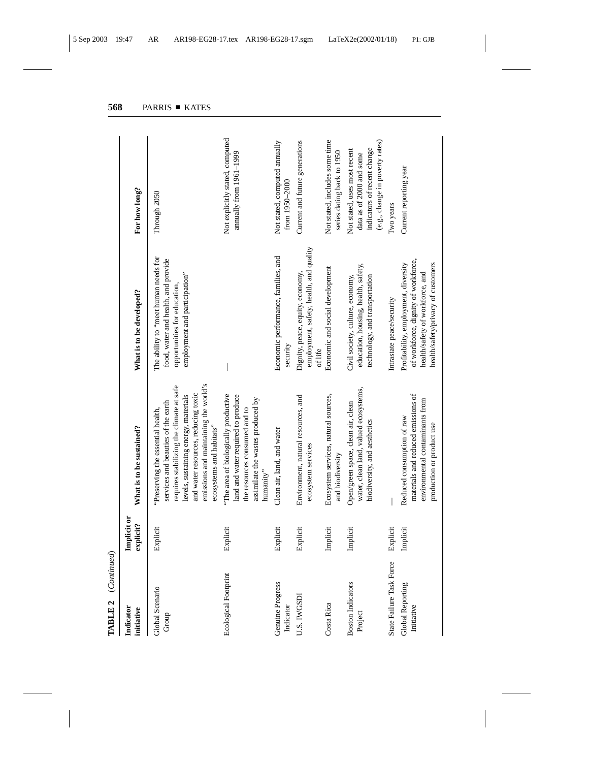**TABLE 2** (*Continued*)

| Indicator initiative | Implicit or explicit? | What is to be sustained? | What is to be developed? | For how long? |
|---|---|---|---|---|
| Global Scenario Group | Explicit | "Preserving the essential health, services and beauties of the earth requires stabilizing the climate at safe levels, sustaining energy, materials and water resources, reducing toxic emissions and maintaining the world's ecosystems and habitats" | The ability to "meet human needs for food, water and health, and provide opportunities for education, employment and participation" | Through 2050 |
| Ecological Footprint | Explicit | "The area of biologically productive land and water required to produce the resources consumed and to assimilate the wastes produced by humanity" | — | Not explicitly stated, computed annually from 1961–1999 |
| Genuine Progress Indicator | Explicit | Clean air, land, and water | Economic performance, families, and security | Not stated, computed annually from 1950–2000 |
| U.S. IWGSDI | Explicit | Environment, natural resources, and ecosystem services | Dignity, peace, equity, economy, employment, safety, health, and quality of life | Current and future generations |
| Costa Rica | Implicit | Ecosystem services, natural sources, and biodiversity | Economic and social development | Not stated, includes some time series dating back to 1950 |
| Boston Indicators Project | Implicit | Open/green space, clean air, clean water, clean land, valued ecosystems, biodiversity, and aesthetics | Civil society, culture, economy, education, housing, health, safety, technology, and transportation | Not stated, uses most recent data as of 2000 and some indicators of recent change (e.g., change in poverty rates) |
| State Failure Task Force | Explicit | — | Intrastate peace/security | Two years |
| Global Reporting Initiative | Implicit | Reduced consumption of raw materials and reduced emissions of environmental contaminants from production or product use | Profitability, employment, diversity of workforce, dignity of workforce, health/safety of workforce, and health/safety/privacy of customers | Current reporting year |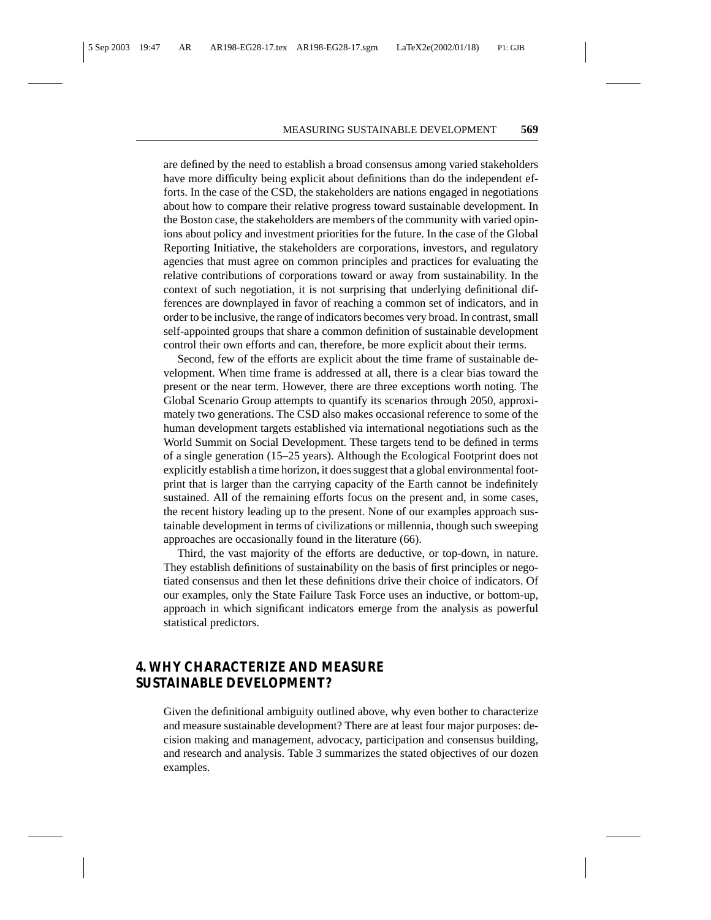are defined by the need to establish a broad consensus among varied stakeholders have more difficulty being explicit about definitions than do the independent efforts. In the case of the CSD, the stakeholders are nations engaged in negotiations about how to compare their relative progress toward sustainable development. In the Boston case, the stakeholders are members of the community with varied opinions about policy and investment priorities for the future. In the case of the Global Reporting Initiative, the stakeholders are corporations, investors, and regulatory agencies that must agree on common principles and practices for evaluating the relative contributions of corporations toward or away from sustainability. In the context of such negotiation, it is not surprising that underlying definitional differences are downplayed in favor of reaching a common set of indicators, and in order to be inclusive, the range of indicators becomes very broad. In contrast, small self-appointed groups that share a common definition of sustainable development control their own efforts and can, therefore, be more explicit about their terms.

Second, few of the efforts are explicit about the time frame of sustainable development. When time frame is addressed at all, there is a clear bias toward the present or the near term. However, there are three exceptions worth noting. The Global Scenario Group attempts to quantify its scenarios through 2050, approximately two generations. The CSD also makes occasional reference to some of the human development targets established via international negotiations such as the World Summit on Social Development. These targets tend to be defined in terms of a single generation (15–25 years). Although the Ecological Footprint does not explicitly establish a time horizon, it does suggest that a global environmental footprint that is larger than the carrying capacity of the Earth cannot be indefinitely sustained. All of the remaining efforts focus on the present and, in some cases, the recent history leading up to the present. None of our examples approach sustainable development in terms of civilizations or millennia, though such sweeping approaches are occasionally found in the literature (66).

Third, the vast majority of the efforts are deductive, or top-down, in nature. They establish definitions of sustainability on the basis of first principles or negotiated consensus and then let these definitions drive their choice of indicators. Of our examples, only the State Failure Task Force uses an inductive, or bottom-up, approach in which significant indicators emerge from the analysis as powerful statistical predictors.

## 4. WHY CHARACTERIZE AND MEASURE SUSTAINABLE DEVELOPMENT?

Given the definitional ambiguity outlined above, why even bother to characterize and measure sustainable development? There are at least four major purposes: decision making and management, advocacy, participation and consensus building, and research and analysis. Table 3 summarizes the stated objectives of our dozen examples.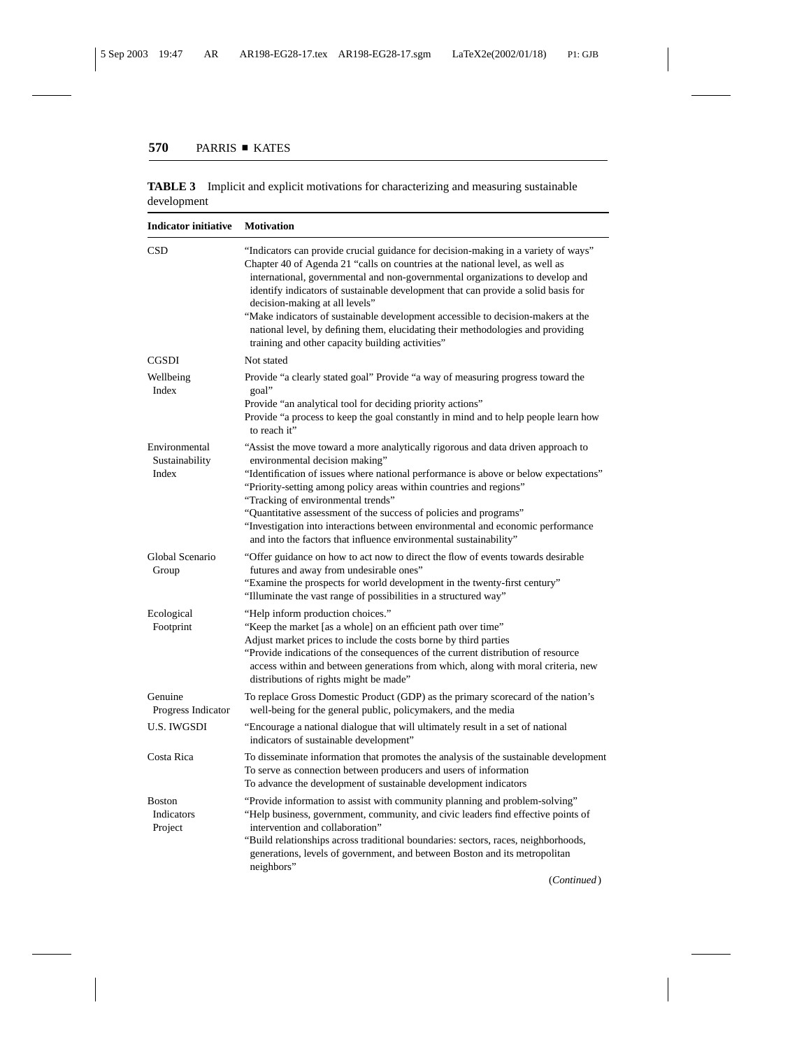**TABLE 3** Implicit and explicit motivations for characterizing and measuring sustainable development

| Indicator initiative | Motivation |
|---|---|
| CSD | "Indicators can provide crucial guidance for decision-making in a variety of ways"<br>Chapter 40 of Agenda 21 "calls on countries at the national level, as well as international, governmental and non-governmental organizations to develop and identify indicators of sustainable development that can provide a solid basis for decision-making at all levels"<br>"Make indicators of sustainable development accessible to decision-makers at the national level, by defining them, elucidating their methodologies and providing training and other capacity building activities" |
| CGSDI | Not stated |
| Wellbeing Index | Provide "a clearly stated goal" Provide "a way of measuring progress toward the goal"<br>Provide "an analytical tool for deciding priority actions"<br>Provide "a process to keep the goal constantly in mind and to help people learn how to reach it" |
| Environmental Sustainability Index | "Assist the move toward a more analytically rigorous and data driven approach to environmental decision making"<br>"Identification of issues where national performance is above or below expectations"<br>"Priority-setting among policy areas within countries and regions"<br>"Tracking of environmental trends"<br>"Quantitative assessment of the success of policies and programs"<br>"Investigation into interactions between environmental and economic performance and into the factors that influence environmental sustainability" |
| Global Scenario Group | "Offer guidance on how to act now to direct the flow of events towards desirable futures and away from undesirable ones"<br>"Examine the prospects for world development in the twenty-first century"<br>"Illuminate the vast range of possibilities in a structured way" |
| Ecological Footprint | "Help inform production choices."<br>"Keep the market [as a whole] on an efficient path over time"<br>Adjust market prices to include the costs borne by third parties<br>"Provide indications of the consequences of the current distribution of resource access within and between generations from which, along with moral criteria, new distributions of rights might be made" |
| Genuine Progress Indicator | To replace Gross Domestic Product (GDP) as the primary scorecard of the nation's well-being for the general public, policymakers, and the media |
| U.S. IWGSDI | "Encourage a national dialogue that will ultimately result in a set of national indicators of sustainable development" |
| Costa Rica | To disseminate information that promotes the analysis of the sustainable development<br>To serve as connection between producers and users of information<br>To advance the development of sustainable development indicators |
| Boston Indicators Project | "Provide information to assist with community planning and problem-solving"<br>"Help business, government, community, and civic leaders find effective points of intervention and collaboration"<br>"Build relationships across traditional boundaries: sectors, races, neighborhoods, generations, levels of government, and between Boston and its metropolitan neighbors" |

(*Continued*)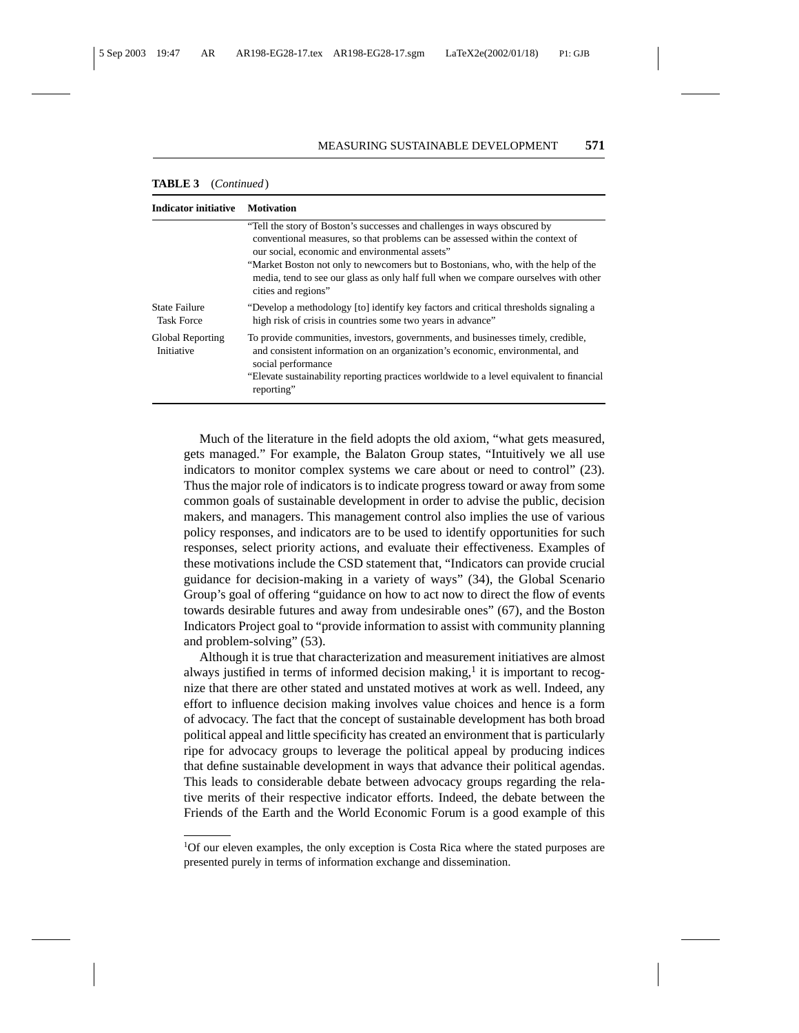**TABLE 3** (*Continued*)

| Indicator initiative | Motivation |
|---|---|
| | "Tell the story of Boston's successes and challenges in ways obscured by conventional measures, so that problems can be assessed within the context of our social, economic and environmental assets"<br>"Market Boston not only to newcomers but to Bostonians, who, with the help of the media, tend to see our glass as only half full when we compare ourselves with other cities and regions" |
| State Failure Task Force | "Develop a methodology [to] identify key factors and critical thresholds signaling a high risk of crisis in countries some two years in advance" |
| Global Reporting Initiative | To provide communities, investors, governments, and businesses timely, credible, and consistent information on an organization's economic, environmental, and social performance<br>"Elevate sustainability reporting practices worldwide to a level equivalent to financial reporting" |

Much of the literature in the field adopts the old axiom, "what gets measured, gets managed." For example, the Balaton Group states, "Intuitively we all use indicators to monitor complex systems we care about or need to control" (23). Thus the major role of indicators is to indicate progress toward or away from some common goals of sustainable development in order to advise the public, decision makers, and managers. This management control also implies the use of various policy responses, and indicators are to be used to identify opportunities for such responses, select priority actions, and evaluate their effectiveness. Examples of these motivations include the CSD statement that, "Indicators can provide crucial guidance for decision-making in a variety of ways" (34), the Global Scenario Group's goal of offering "guidance on how to act now to direct the flow of events towards desirable futures and away from undesirable ones" (67), and the Boston Indicators Project goal to "provide information to assist with community planning and problem-solving" (53).

Although it is true that characterization and measurement initiatives are almost always justified in terms of informed decision making,[1] it is important to recognize that there are other stated and unstated motives at work as well. Indeed, any effort to influence decision making involves value choices and hence is a form of advocacy. The fact that the concept of sustainable development has both broad political appeal and little specificity has created an environment that is particularly ripe for advocacy groups to leverage the political appeal by producing indices that define sustainable development in ways that advance their political agendas. This leads to considerable debate between advocacy groups regarding the relative merits of their respective indicator efforts. Indeed, the debate between the Friends of the Earth and the World Economic Forum is a good example of this

[1] Of our eleven examples, the only exception is Costa Rica where the stated purposes are presented purely in terms of information exchange and dissemination.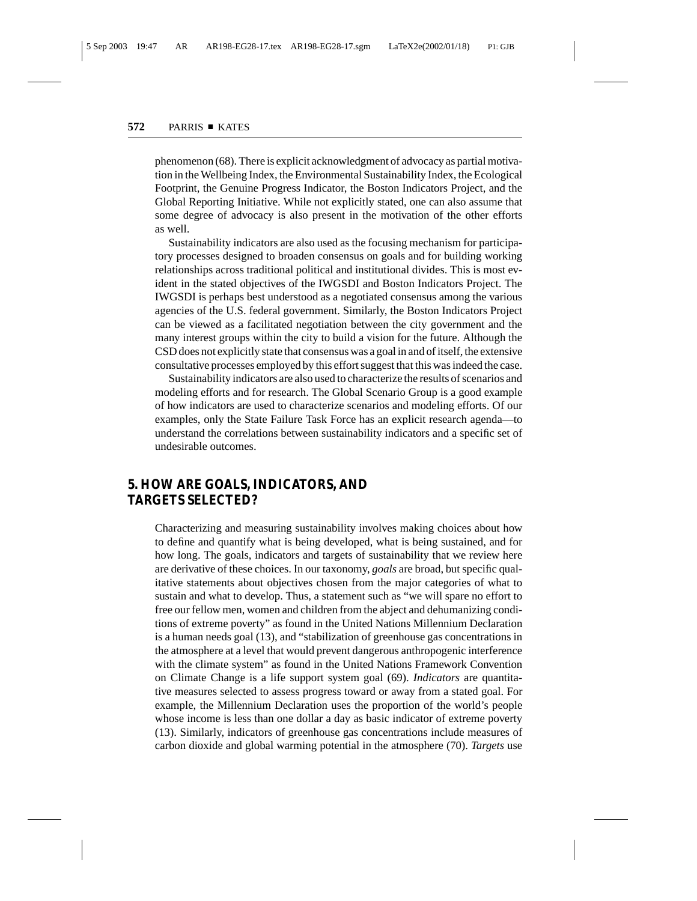phenomenon (68). There is explicit acknowledgment of advocacy as partial motivation in the Wellbeing Index, the Environmental Sustainability Index, the Ecological Footprint, the Genuine Progress Indicator, the Boston Indicators Project, and the Global Reporting Initiative. While not explicitly stated, one can also assume that some degree of advocacy is also present in the motivation of the other efforts as well.

Sustainability indicators are also used as the focusing mechanism for participatory processes designed to broaden consensus on goals and for building working relationships across traditional political and institutional divides. This is most evident in the stated objectives of the IWGSDI and Boston Indicators Project. The IWGSDI is perhaps best understood as a negotiated consensus among the various agencies of the U.S. federal government. Similarly, the Boston Indicators Project can be viewed as a facilitated negotiation between the city government and the many interest groups within the city to build a vision for the future. Although the CSD does not explicitly state that consensus was a goal in and of itself, the extensive consultative processes employed by this effort suggest that this was indeed the case.

Sustainability indicators are also used to characterize the results of scenarios and modeling efforts and for research. The Global Scenario Group is a good example of how indicators are used to characterize scenarios and modeling efforts. Of our examples, only the State Failure Task Force has an explicit research agenda—to understand the correlations between sustainability indicators and a specific set of undesirable outcomes.

## 5. HOW ARE GOALS, INDICATORS, AND TARGETS SELECTED?

Characterizing and measuring sustainability involves making choices about how to define and quantify what is being developed, what is being sustained, and for how long. The goals, indicators and targets of sustainability that we review here are derivative of these choices. In our taxonomy, *goals* are broad, but specific qualitative statements about objectives chosen from the major categories of what to sustain and what to develop. Thus, a statement such as "we will spare no effort to free our fellow men, women and children from the abject and dehumanizing conditions of extreme poverty" as found in the United Nations Millennium Declaration is a human needs goal (13), and "stabilization of greenhouse gas concentrations in the atmosphere at a level that would prevent dangerous anthropogenic interference with the climate system" as found in the United Nations Framework Convention on Climate Change is a life support system goal (69). *Indicators* are quantitative measures selected to assess progress toward or away from a stated goal. For example, the Millennium Declaration uses the proportion of the world's people whose income is less than one dollar a day as basic indicator of extreme poverty (13). Similarly, indicators of greenhouse gas concentrations include measures of carbon dioxide and global warming potential in the atmosphere (70). *Targets* use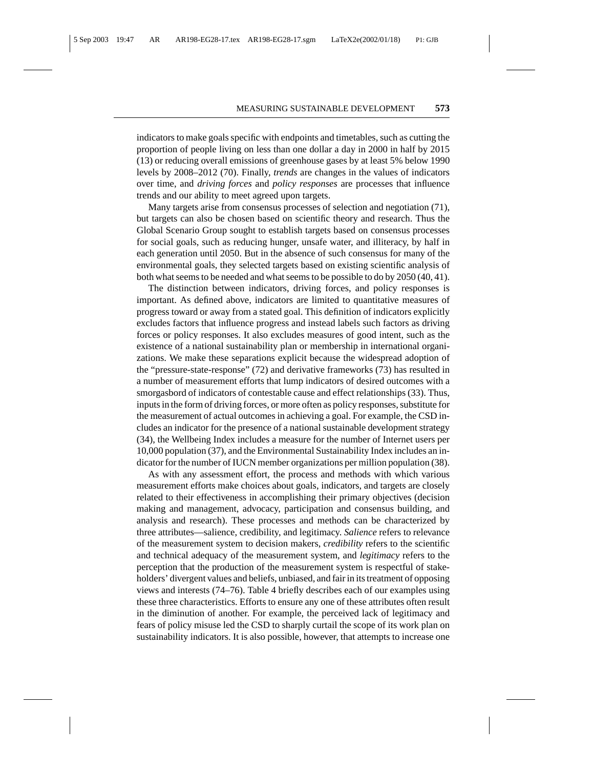indicators to make goals specific with endpoints and timetables, such as cutting the proportion of people living on less than one dollar a day in 2000 in half by 2015 (13) or reducing overall emissions of greenhouse gases by at least 5% below 1990 levels by 2008–2012 (70). Finally, *trends* are changes in the values of indicators over time, and *driving forces* and *policy responses* are processes that influence trends and our ability to meet agreed upon targets.

Many targets arise from consensus processes of selection and negotiation (71), but targets can also be chosen based on scientific theory and research. Thus the Global Scenario Group sought to establish targets based on consensus processes for social goals, such as reducing hunger, unsafe water, and illiteracy, by half in each generation until 2050. But in the absence of such consensus for many of the environmental goals, they selected targets based on existing scientific analysis of both what seems to be needed and what seems to be possible to do by 2050 (40, 41).

The distinction between indicators, driving forces, and policy responses is important. As defined above, indicators are limited to quantitative measures of progress toward or away from a stated goal. This definition of indicators explicitly excludes factors that influence progress and instead labels such factors as driving forces or policy responses. It also excludes measures of good intent, such as the existence of a national sustainability plan or membership in international organizations. We make these separations explicit because the widespread adoption of the "pressure-state-response" (72) and derivative frameworks (73) has resulted in a number of measurement efforts that lump indicators of desired outcomes with a smorgasbord of indicators of contestable cause and effect relationships (33). Thus, inputs in the form of driving forces, or more often as policy responses, substitute for the measurement of actual outcomes in achieving a goal. For example, the CSD includes an indicator for the presence of a national sustainable development strategy (34), the Wellbeing Index includes a measure for the number of Internet users per 10,000 population (37), and the Environmental Sustainability Index includes an indicator for the number of IUCN member organizations per million population (38).

As with any assessment effort, the process and methods with which various measurement efforts make choices about goals, indicators, and targets are closely related to their effectiveness in accomplishing their primary objectives (decision making and management, advocacy, participation and consensus building, and analysis and research). These processes and methods can be characterized by three attributes—salience, credibility, and legitimacy. *Salience* refers to relevance of the measurement system to decision makers, *credibility* refers to the scientific and technical adequacy of the measurement system, and *legitimacy* refers to the perception that the production of the measurement system is respectful of stakeholders' divergent values and beliefs, unbiased, and fair in its treatment of opposing views and interests (74–76). Table 4 briefly describes each of our examples using these three characteristics. Efforts to ensure any one of these attributes often result in the diminution of another. For example, the perceived lack of legitimacy and fears of policy misuse led the CSD to sharply curtail the scope of its work plan on sustainability indicators. It is also possible, however, that attempts to increase one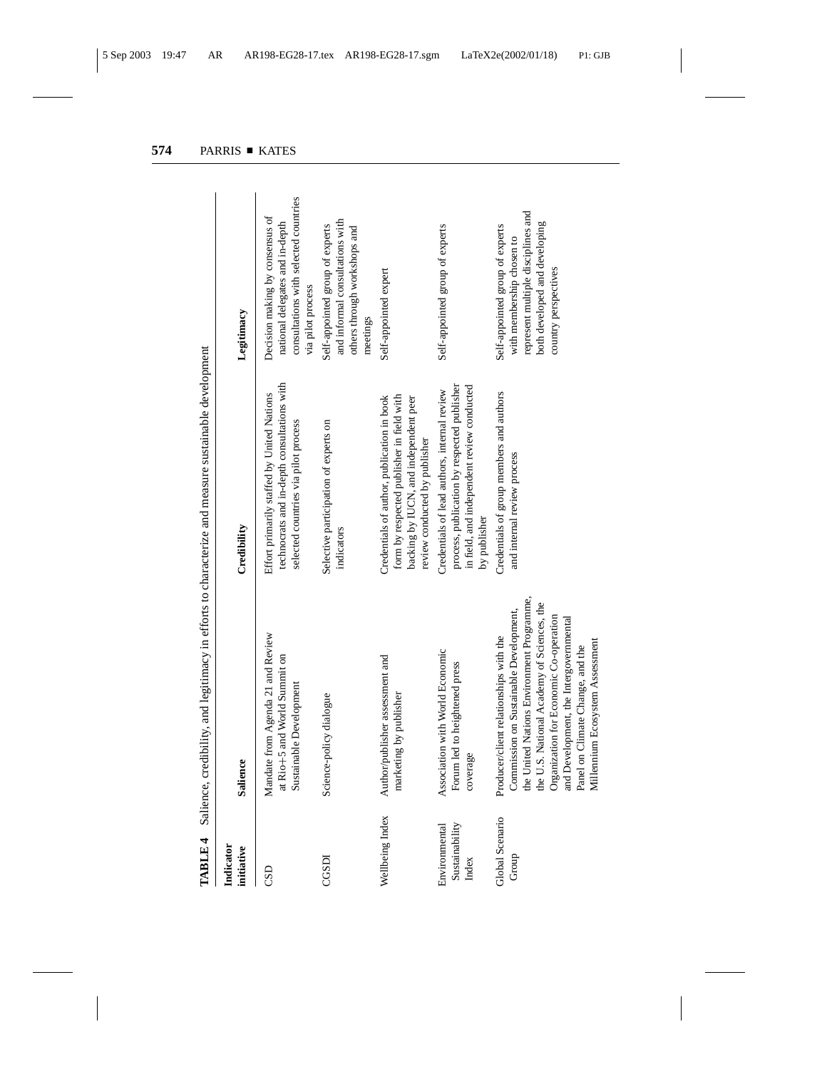**TABLE 4** Salience, credibility, and legitimacy in efforts to characterize and measure sustainable development

| Indicator initiative | Salience | Credibility | Legitimacy |
| --- | --- | --- | --- |
| CSD | Mandate from Agenda 21 and Review at Rio+5 and World Summit on Sustainable Development | Effort primarily staffed by United Nations technocrats and in-depth consultations with selected countries via pilot process | Decision making by consensus of national delegates and in-depth consultations with selected countries via pilot process |
| CGSDI | Science-policy dialogue | Selective participation of experts on indicators | Self-appointed group of experts and informal consultations with others through workshops and meetings |
| Wellbeing Index | Author/publisher assessment and marketing by publisher | Credentials of author, publication in book form by respected publisher in field with backing by IUCN, and independent peer review conducted by publisher | Self-appointed expert |
| Environmental Sustainability Index | Association with World Economic Forum led to heightened press coverage | Credentials of lead authors, internal review process, publication by respected publisher in field, and independent review conducted by publisher | Self-appointed group of experts |
| Global Scenario Group | Producer/client relationships with the Commission on Sustainable Development, the United Nations Environment Programme, the U.S. National Academy of Sciences, the Organization for Economic Co-operation and Development, the Intergovernmental Panel on Climate Change, and the Millennium Ecosystem Assessment | Credentials of group members and authors and internal review process | Self-appointed group of experts with membership chosen to represent multiple disciplines and both developed and developing country perspectives |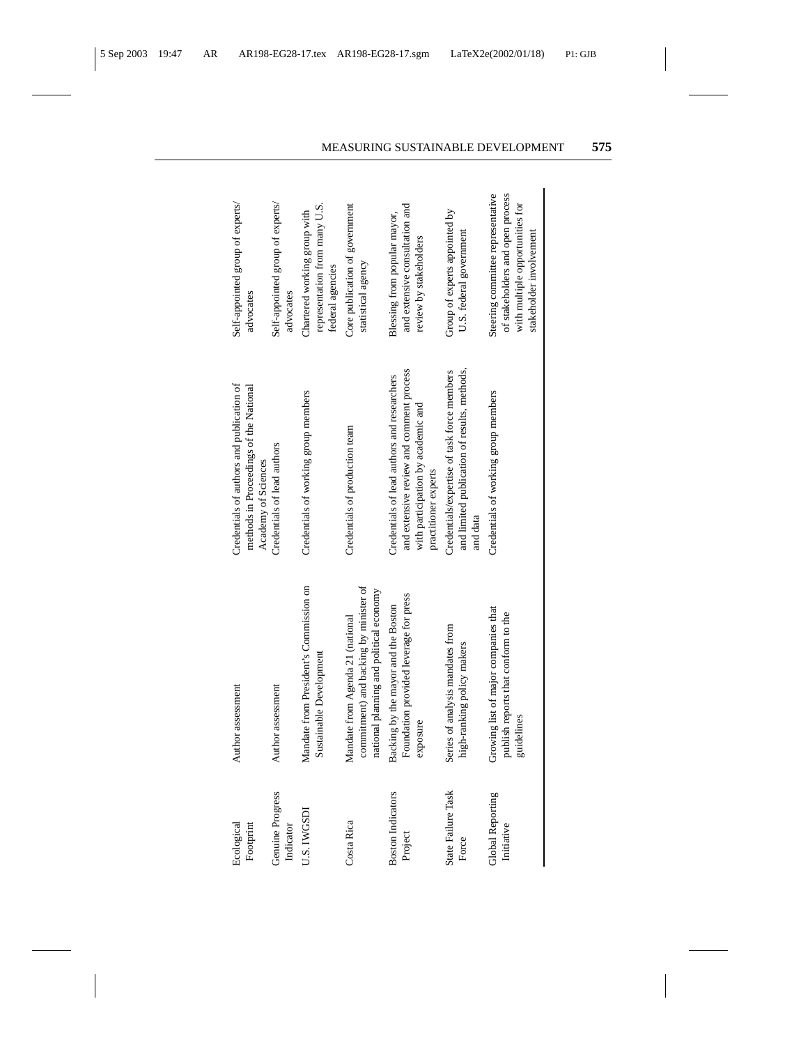| | | | |
|---|---|---|---|
| Ecological Footprint | Author assessment | Credentials of authors and publication of methods in Proceedings of the National Academy of Sciences | Self-appointed group of experts/advocates |
| Genuine Progress Indicator | Author assessment | Credentials of lead authors | Self-appointed group of experts/advocates |
| U.S. IWGSDI | Mandate from President's Commission on Sustainable Development | Credentials of working group members | Chartered working group with representation from many U.S. federal agencies |
| Costa Rica | Mandate from Agenda 21 (national commitment) and backing by minister of national planning and political economy | Credentials of production team | Core publication of government statistical agency |
| Boston Indicators Project | Backing by the mayor and the Boston Foundation provided leverage for press exposure | Credentials of lead authors and researchers and extensive review and comment process with participation by academic and practitioner experts | Blessing from popular mayor, and extensive consultation and review by stakeholders |
| State Failure Task Force | Series of analysis mandates from high-ranking policy makers | Credentials/expertise of task force members and limited publication of results, methods, and data | Group of experts appointed by U.S. federal government |
| Global Reporting Initiative | Growing list of major companies that publish reports that conform to the guidelines | Credentials of working group members | Steering committee representative of stakeholders and open process with multiple opportunities for stakeholder involvement |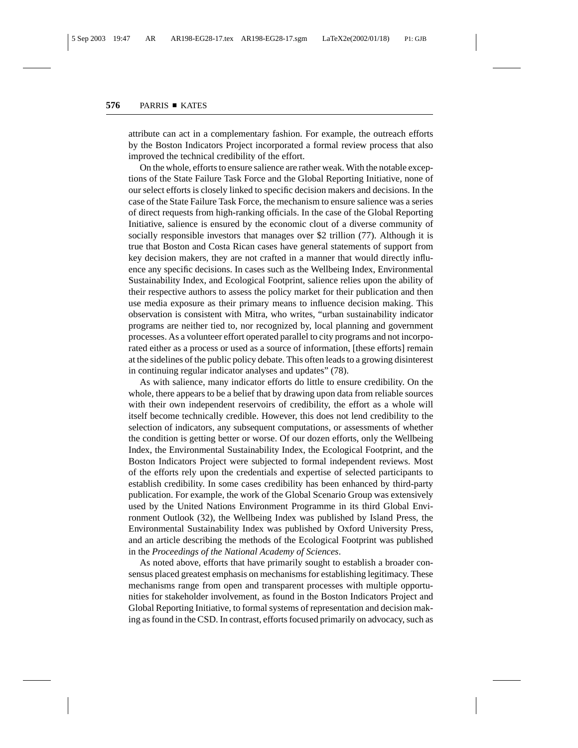attribute can act in a complementary fashion. For example, the outreach efforts by the Boston Indicators Project incorporated a formal review process that also improved the technical credibility of the effort.

On the whole, efforts to ensure salience are rather weak. With the notable exceptions of the State Failure Task Force and the Global Reporting Initiative, none of our select efforts is closely linked to specific decision makers and decisions. In the case of the State Failure Task Force, the mechanism to ensure salience was a series of direct requests from high-ranking officials. In the case of the Global Reporting Initiative, salience is ensured by the economic clout of a diverse community of socially responsible investors that manages over $2 trillion (77). Although it is true that Boston and Costa Rican cases have general statements of support from key decision makers, they are not crafted in a manner that would directly influence any specific decisions. In cases such as the Wellbeing Index, Environmental Sustainability Index, and Ecological Footprint, salience relies upon the ability of their respective authors to assess the policy market for their publication and then use media exposure as their primary means to influence decision making. This observation is consistent with Mitra, who writes, "urban sustainability indicator programs are neither tied to, nor recognized by, local planning and government processes. As a volunteer effort operated parallel to city programs and not incorporated either as a process or used as a source of information, [these efforts] remain at the sidelines of the public policy debate. This often leads to a growing disinterest in continuing regular indicator analyses and updates" (78).

As with salience, many indicator efforts do little to ensure credibility. On the whole, there appears to be a belief that by drawing upon data from reliable sources with their own independent reservoirs of credibility, the effort as a whole will itself become technically credible. However, this does not lend credibility to the selection of indicators, any subsequent computations, or assessments of whether the condition is getting better or worse. Of our dozen efforts, only the Wellbeing Index, the Environmental Sustainability Index, the Ecological Footprint, and the Boston Indicators Project were subjected to formal independent reviews. Most of the efforts rely upon the credentials and expertise of selected participants to establish credibility. In some cases credibility has been enhanced by third-party publication. For example, the work of the Global Scenario Group was extensively used by the United Nations Environment Programme in its third Global Environment Outlook (32), the Wellbeing Index was published by Island Press, the Environmental Sustainability Index was published by Oxford University Press, and an article describing the methods of the Ecological Footprint was published in the *Proceedings of the National Academy of Sciences*.

As noted above, efforts that have primarily sought to establish a broader consensus placed greatest emphasis on mechanisms for establishing legitimacy. These mechanisms range from open and transparent processes with multiple opportunities for stakeholder involvement, as found in the Boston Indicators Project and Global Reporting Initiative, to formal systems of representation and decision making as found in the CSD. In contrast, efforts focused primarily on advocacy, such as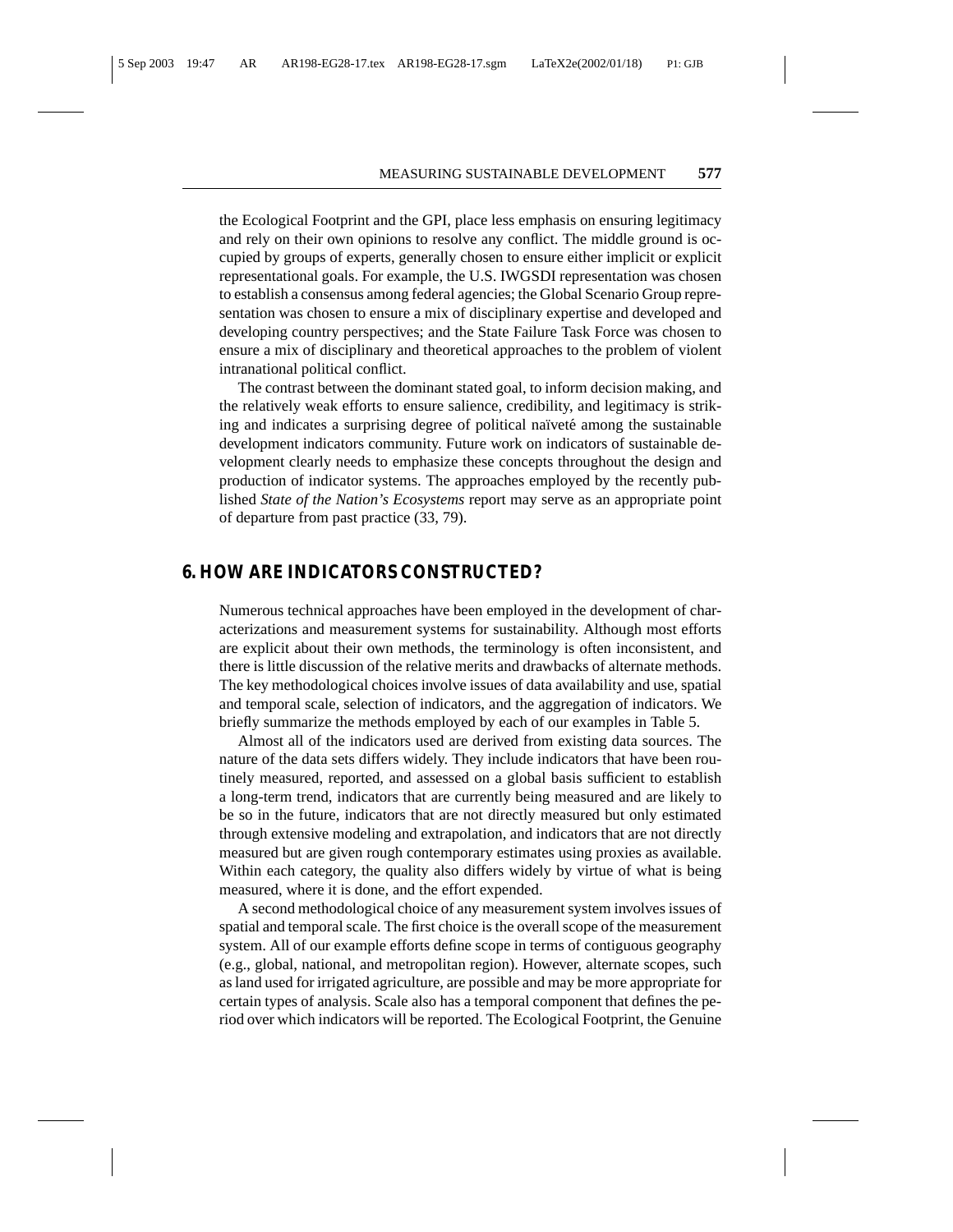the Ecological Footprint and the GPI, place less emphasis on ensuring legitimacy and rely on their own opinions to resolve any conflict. The middle ground is occupied by groups of experts, generally chosen to ensure either implicit or explicit representational goals. For example, the U.S. IWGSDI representation was chosen to establish a consensus among federal agencies; the Global Scenario Group representation was chosen to ensure a mix of disciplinary expertise and developed and developing country perspectives; and the State Failure Task Force was chosen to ensure a mix of disciplinary and theoretical approaches to the problem of violent intranational political conflict.

The contrast between the dominant stated goal, to inform decision making, and the relatively weak efforts to ensure salience, credibility, and legitimacy is striking and indicates a surprising degree of political naïveté among the sustainable development indicators community. Future work on indicators of sustainable development clearly needs to emphasize these concepts throughout the design and production of indicator systems. The approaches employed by the recently published *State of the Nation's Ecosystems* report may serve as an appropriate point of departure from past practice (33, 79).

## 6. HOW ARE INDICATORS CONSTRUCTED?

Numerous technical approaches have been employed in the development of characterizations and measurement systems for sustainability. Although most efforts are explicit about their own methods, the terminology is often inconsistent, and there is little discussion of the relative merits and drawbacks of alternate methods. The key methodological choices involve issues of data availability and use, spatial and temporal scale, selection of indicators, and the aggregation of indicators. We briefly summarize the methods employed by each of our examples in Table 5.

Almost all of the indicators used are derived from existing data sources. The nature of the data sets differs widely. They include indicators that have been routinely measured, reported, and assessed on a global basis sufficient to establish a long-term trend, indicators that are currently being measured and are likely to be so in the future, indicators that are not directly measured but only estimated through extensive modeling and extrapolation, and indicators that are not directly measured but are given rough contemporary estimates using proxies as available. Within each category, the quality also differs widely by virtue of what is being measured, where it is done, and the effort expended.

A second methodological choice of any measurement system involves issues of spatial and temporal scale. The first choice is the overall scope of the measurement system. All of our example efforts define scope in terms of contiguous geography (e.g., global, national, and metropolitan region). However, alternate scopes, such as land used for irrigated agriculture, are possible and may be more appropriate for certain types of analysis. Scale also has a temporal component that defines the period over which indicators will be reported. The Ecological Footprint, the Genuine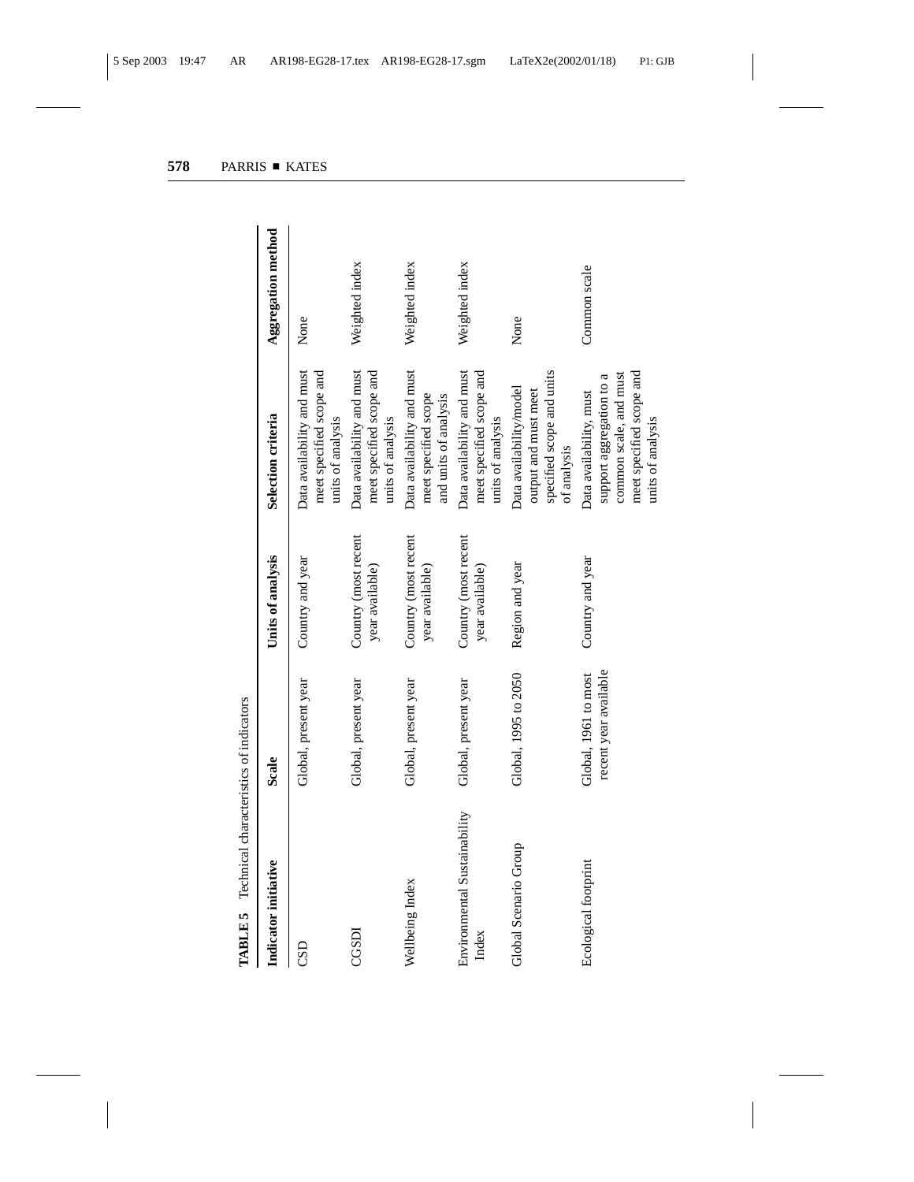**TABLE 5** Technical characteristics of indicators

| Indicator initiative | Scale | Units of analysis | Selection criteria | Aggregation method |
|---|---|---|---|---|
| CSD | Global, present year | Country and year | Data availability and must meet specified scope and units of analysis | None |
| CGSDI | Global, present year | Country (most recent year available) | Data availability and must meet specified scope and units of analysis | Weighted index |
| Wellbeing Index | Global, present year | Country (most recent year available) | Data availability and must meet specified scope and units of analysis | Weighted index |
| Environmental Sustainability Index | Global, present year | Country (most recent year available) | Data availability and must meet specified scope and units of analysis | Weighted index |
| Global Scenario Group | Global, 1995 to 2050 | Region and year | Data availability/model output and must meet specified scope and units of analysis | None |
| Ecological footprint | Global, 1961 to most recent year available | Country and year | Data availability, must support aggregation to a common scale, and must meet specified scope and units of analysis | Common scale |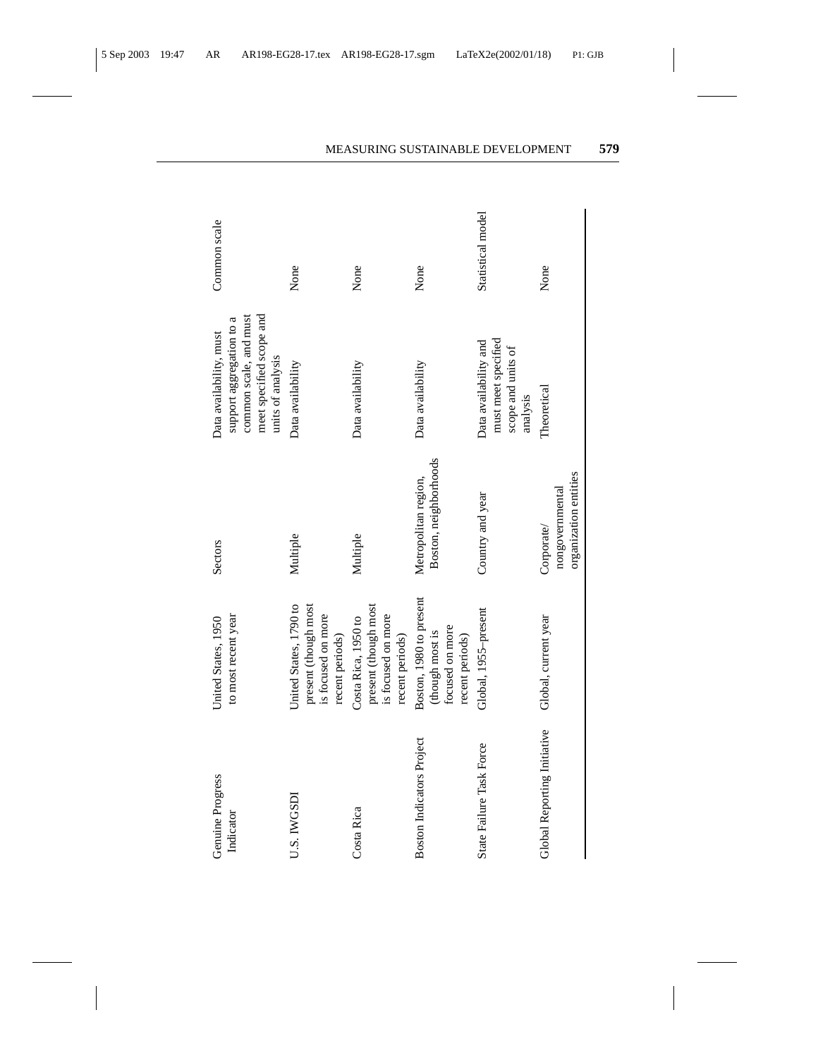| | | | | |
|---|---|---|---|---|
| Genuine Progress Indicator | United States, 1950 to most recent year | Sectors | Data availability, must support aggregation to a common scale, and must meet specified scope and units of analysis | Common scale |
| U.S. IWGSDI | United States, 1790 to present (though most is focused on more recent periods) | Multiple | Data availability | None |
| Costa Rica | Costa Rica, 1950 to present (though most is focused on more recent periods) | Multiple | Data availability | None |
| Boston Indicators Project | Boston, 1980 to present (though most is focused on more recent periods) | Metropolitan region, Boston, neighborhoods | Data availability | None |
| State Failure Task Force | Global, 1955–present | Country and year | Data availability and must meet specified scope and units of analysis | Statistical model |
| Global Reporting Initiative | Global, current year | Corporate/ nongovernmental organization entities | Theoretical | None |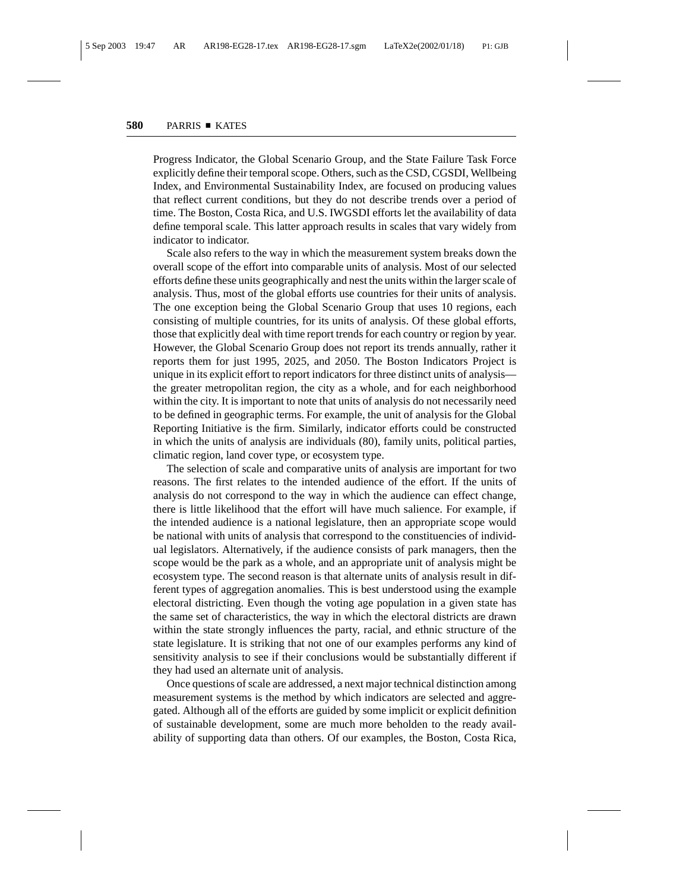Progress Indicator, the Global Scenario Group, and the State Failure Task Force explicitly define their temporal scope. Others, such as the CSD, CGSDI, Wellbeing Index, and Environmental Sustainability Index, are focused on producing values that reflect current conditions, but they do not describe trends over a period of time. The Boston, Costa Rica, and U.S. IWGSDI efforts let the availability of data define temporal scale. This latter approach results in scales that vary widely from indicator to indicator.

Scale also refers to the way in which the measurement system breaks down the overall scope of the effort into comparable units of analysis. Most of our selected efforts define these units geographically and nest the units within the larger scale of analysis. Thus, most of the global efforts use countries for their units of analysis. The one exception being the Global Scenario Group that uses 10 regions, each consisting of multiple countries, for its units of analysis. Of these global efforts, those that explicitly deal with time report trends for each country or region by year. However, the Global Scenario Group does not report its trends annually, rather it reports them for just 1995, 2025, and 2050. The Boston Indicators Project is unique in its explicit effort to report indicators for three distinct units of analysis—the greater metropolitan region, the city as a whole, and for each neighborhood within the city. It is important to note that units of analysis do not necessarily need to be defined in geographic terms. For example, the unit of analysis for the Global Reporting Initiative is the firm. Similarly, indicator efforts could be constructed in which the units of analysis are individuals (80), family units, political parties, climatic region, land cover type, or ecosystem type.

The selection of scale and comparative units of analysis are important for two reasons. The first relates to the intended audience of the effort. If the units of analysis do not correspond to the way in which the audience can effect change, there is little likelihood that the effort will have much salience. For example, if the intended audience is a national legislature, then an appropriate scope would be national with units of analysis that correspond to the constituencies of individual legislators. Alternatively, if the audience consists of park managers, then the scope would be the park as a whole, and an appropriate unit of analysis might be ecosystem type. The second reason is that alternate units of analysis result in different types of aggregation anomalies. This is best understood using the example electoral districting. Even though the voting age population in a given state has the same set of characteristics, the way in which the electoral districts are drawn within the state strongly influences the party, racial, and ethnic structure of the state legislature. It is striking that not one of our examples performs any kind of sensitivity analysis to see if their conclusions would be substantially different if they had used an alternate unit of analysis.

Once questions of scale are addressed, a next major technical distinction among measurement systems is the method by which indicators are selected and aggregated. Although all of the efforts are guided by some implicit or explicit definition of sustainable development, some are much more beholden to the ready availability of supporting data than others. Of our examples, the Boston, Costa Rica,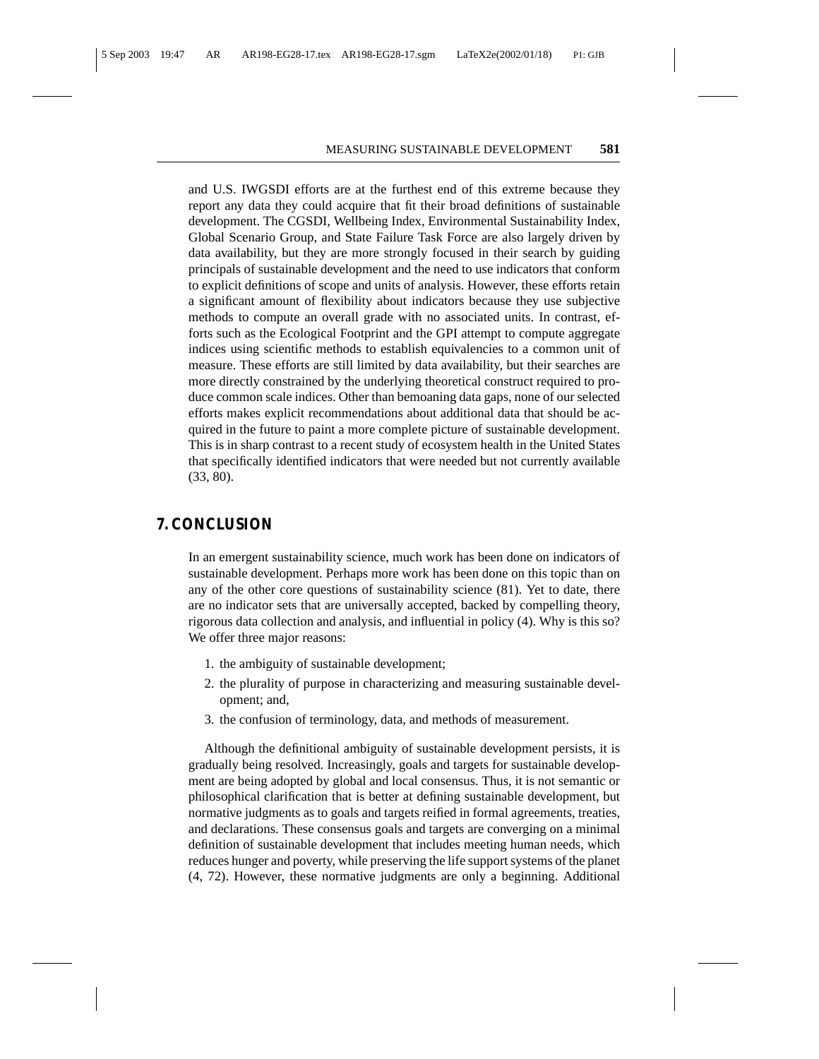and U.S. IWGSDI efforts are at the furthest end of this extreme because they report any data they could acquire that fit their broad definitions of sustainable development. The CGSDI, Wellbeing Index, Environmental Sustainability Index, Global Scenario Group, and State Failure Task Force are also largely driven by data availability, but they are more strongly focused in their search by guiding principals of sustainable development and the need to use indicators that conform to explicit definitions of scope and units of analysis. However, these efforts retain a significant amount of flexibility about indicators because they use subjective methods to compute an overall grade with no associated units. In contrast, efforts such as the Ecological Footprint and the GPI attempt to compute aggregate indices using scientific methods to establish equivalencies to a common unit of measure. These efforts are still limited by data availability, but their searches are more directly constrained by the underlying theoretical construct required to produce common scale indices. Other than bemoaning data gaps, none of our selected efforts makes explicit recommendations about additional data that should be acquired in the future to paint a more complete picture of sustainable development. This is in sharp contrast to a recent study of ecosystem health in the United States that specifically identified indicators that were needed but not currently available (33, 80).

## 7. CONCLUSION

In an emergent sustainability science, much work has been done on indicators of sustainable development. Perhaps more work has been done on this topic than on any of the other core questions of sustainability science (81). Yet to date, there are no indicator sets that are universally accepted, backed by compelling theory, rigorous data collection and analysis, and influential in policy (4). Why is this so? We offer three major reasons:

1. the ambiguity of sustainable development;
2. the plurality of purpose in characterizing and measuring sustainable development; and,
3. the confusion of terminology, data, and methods of measurement.

Although the definitional ambiguity of sustainable development persists, it is gradually being resolved. Increasingly, goals and targets for sustainable development are being adopted by global and local consensus. Thus, it is not semantic or philosophical clarification that is better at defining sustainable development, but normative judgments as to goals and targets reified in formal agreements, treaties, and declarations. These consensus goals and targets are converging on a minimal definition of sustainable development that includes meeting human needs, which reduces hunger and poverty, while preserving the life support systems of the planet (4, 72). However, these normative judgments are only a beginning. Additional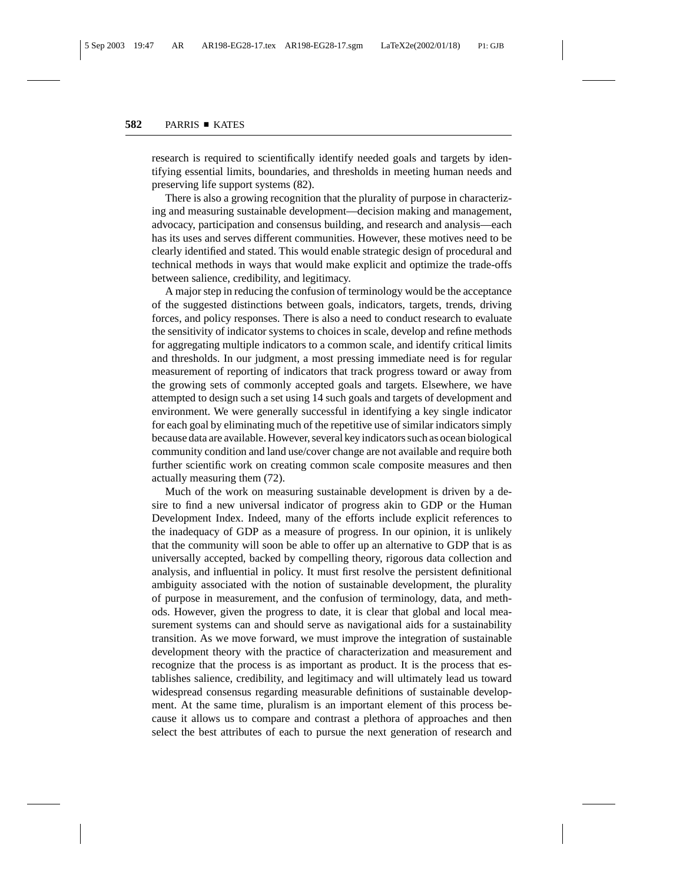research is required to scientifically identify needed goals and targets by identifying essential limits, boundaries, and thresholds in meeting human needs and preserving life support systems (82).

There is also a growing recognition that the plurality of purpose in characterizing and measuring sustainable development—decision making and management, advocacy, participation and consensus building, and research and analysis—each has its uses and serves different communities. However, these motives need to be clearly identified and stated. This would enable strategic design of procedural and technical methods in ways that would make explicit and optimize the trade-offs between salience, credibility, and legitimacy.

A major step in reducing the confusion of terminology would be the acceptance of the suggested distinctions between goals, indicators, targets, trends, driving forces, and policy responses. There is also a need to conduct research to evaluate the sensitivity of indicator systems to choices in scale, develop and refine methods for aggregating multiple indicators to a common scale, and identify critical limits and thresholds. In our judgment, a most pressing immediate need is for regular measurement of reporting of indicators that track progress toward or away from the growing sets of commonly accepted goals and targets. Elsewhere, we have attempted to design such a set using 14 such goals and targets of development and environment. We were generally successful in identifying a key single indicator for each goal by eliminating much of the repetitive use of similar indicators simply because data are available. However, several key indicators such as ocean biological community condition and land use/cover change are not available and require both further scientific work on creating common scale composite measures and then actually measuring them (72).

Much of the work on measuring sustainable development is driven by a desire to find a new universal indicator of progress akin to GDP or the Human Development Index. Indeed, many of the efforts include explicit references to the inadequacy of GDP as a measure of progress. In our opinion, it is unlikely that the community will soon be able to offer up an alternative to GDP that is as universally accepted, backed by compelling theory, rigorous data collection and analysis, and influential in policy. It must first resolve the persistent definitional ambiguity associated with the notion of sustainable development, the plurality of purpose in measurement, and the confusion of terminology, data, and methods. However, given the progress to date, it is clear that global and local measurement systems can and should serve as navigational aids for a sustainability transition. As we move forward, we must improve the integration of sustainable development theory with the practice of characterization and measurement and recognize that the process is as important as product. It is the process that establishes salience, credibility, and legitimacy and will ultimately lead us toward widespread consensus regarding measurable definitions of sustainable development. At the same time, pluralism is an important element of this process because it allows us to compare and contrast a plethora of approaches and then select the best attributes of each to pursue the next generation of research and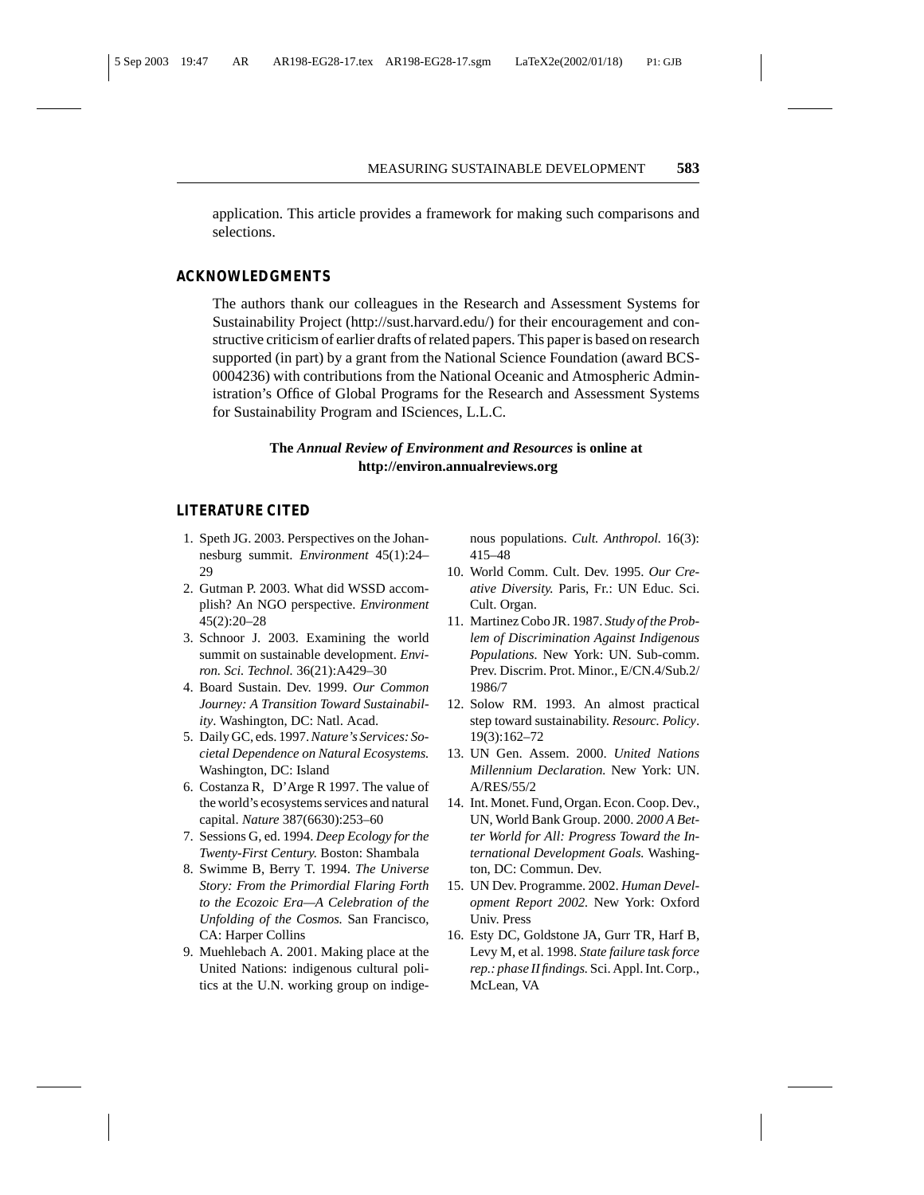application. This article provides a framework for making such comparisons and selections.

## ACKNOWLEDGMENTS

The authors thank our colleagues in the Research and Assessment Systems for Sustainability Project (http://sust.harvard.edu/) for their encouragement and constructive criticism of earlier drafts of related papers. This paper is based on research supported (in part) by a grant from the National Science Foundation (award BCS-0004236) with contributions from the National Oceanic and Atmospheric Administration's Office of Global Programs for the Research and Assessment Systems for Sustainability Program and ISciences, L.L.C.

**The *Annual Review of Environment and Resources* is online at http://environ.annualreviews.org**

## LITERATURE CITED

1. Speth JG. 2003. Perspectives on the Johannesburg summit. *Environment* 45(1):24–29
2. Gutman P. 2003. What did WSSD accomplish? An NGO perspective. *Environment* 45(2):20–28
3. Schnoor J. 2003. Examining the world summit on sustainable development. *Environ. Sci. Technol.* 36(21):A429–30
4. Board Sustain. Dev. 1999. *Our Common Journey: A Transition Toward Sustainability*. Washington, DC: Natl. Acad.
5. Daily GC, eds. 1997. *Nature's Services: Societal Dependence on Natural Ecosystems.* Washington, DC: Island
6. Costanza R, D'Arge R 1997. The value of the world's ecosystems services and natural capital. *Nature* 387(6630):253–60
7. Sessions G, ed. 1994. *Deep Ecology for the Twenty-First Century.* Boston: Shambala
8. Swimme B, Berry T. 1994. *The Universe Story: From the Primordial Flaring Forth to the Ecozoic Era—A Celebration of the Unfolding of the Cosmos.* San Francisco, CA: Harper Collins
9. Muehlebach A. 2001. Making place at the United Nations: indigenous cultural politics at the U.N. working group on indigenous populations. *Cult. Anthropol.* 16(3): 415–48
10. World Comm. Cult. Dev. 1995. *Our Creative Diversity.* Paris, Fr.: UN Educ. Sci. Cult. Organ.
11. Martinez Cobo JR. 1987. *Study of the Problem of Discrimination Against Indigenous Populations.* New York: UN. Sub-comm. Prev. Discrim. Prot. Minor., E/CN.4/Sub.2/1986/7
12. Solow RM. 1993. An almost practical step toward sustainability. *Resourc. Policy*. 19(3):162–72
13. UN Gen. Assem. 2000. *United Nations Millennium Declaration.* New York: UN. A/RES/55/2
14. Int. Monet. Fund, Organ. Econ. Coop. Dev., UN, World Bank Group. 2000. *2000 A Better World for All: Progress Toward the International Development Goals.* Washington, DC: Commun. Dev.
15. UN Dev. Programme. 2002. *Human Development Report 2002.* New York: Oxford Univ. Press
16. Esty DC, Goldstone JA, Gurr TR, Harf B, Levy M, et al. 1998. *State failure task force rep.: phase II findings.* Sci. Appl. Int. Corp., McLean, VA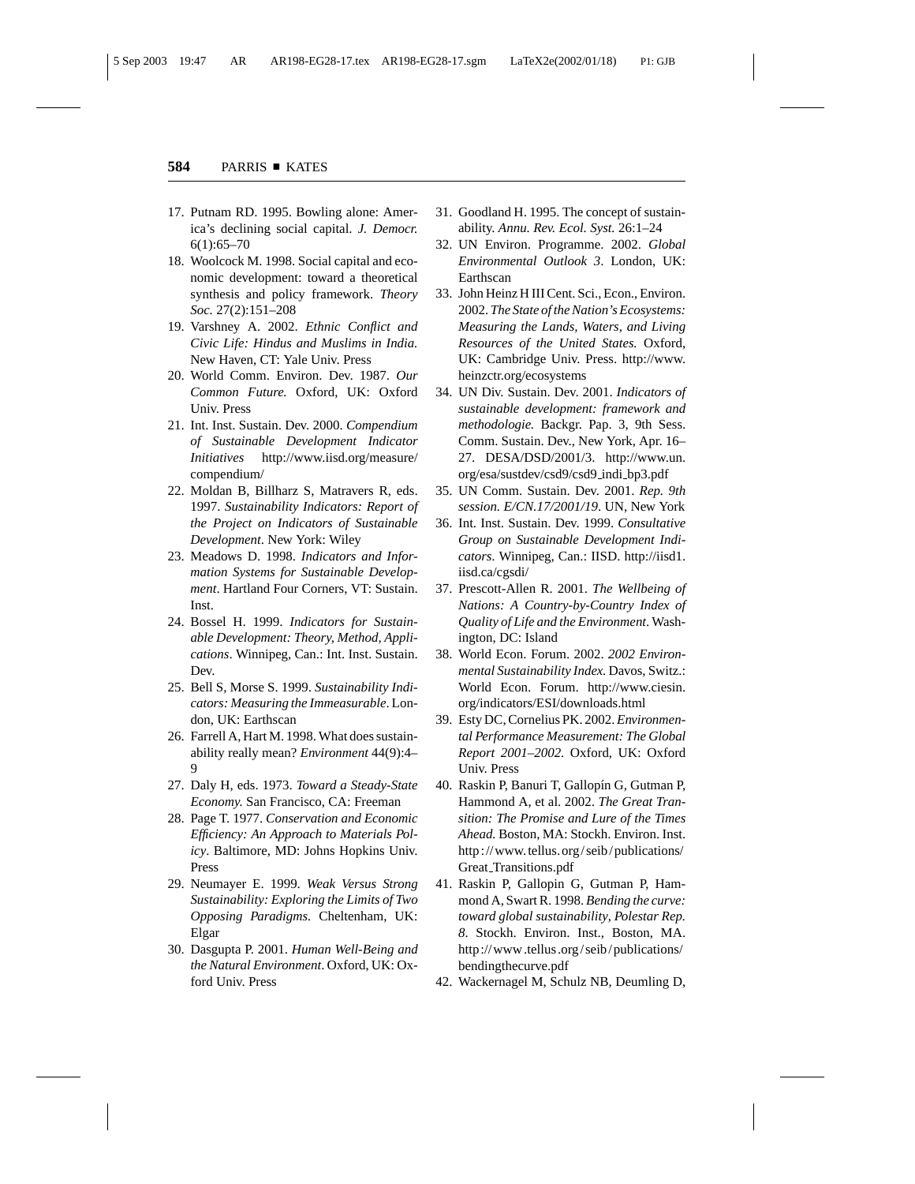17. Putnam RD. 1995. Bowling alone: America's declining social capital. *J. Democr.* 6(1):65–70
18. Woolcock M. 1998. Social capital and economic development: toward a theoretical synthesis and policy framework. *Theory Soc.* 27(2):151–208
19. Varshney A. 2002. *Ethnic Conflict and Civic Life: Hindus and Muslims in India.* New Haven, CT: Yale Univ. Press
20. World Comm. Environ. Dev. 1987. *Our Common Future.* Oxford, UK: Oxford Univ. Press
21. Int. Inst. Sustain. Dev. 2000. *Compendium of Sustainable Development Indicator Initiatives* http://www.iisd.org/measure/compendium/
22. Moldan B, Billharz S, Matravers R, eds. 1997. *Sustainability Indicators: Report of the Project on Indicators of Sustainable Development*. New York: Wiley
23. Meadows D. 1998. *Indicators and Information Systems for Sustainable Development*. Hartland Four Corners, VT: Sustain. Inst.
24. Bossel H. 1999. *Indicators for Sustainable Development: Theory, Method, Applications*. Winnipeg, Can.: Int. Inst. Sustain. Dev.
25. Bell S, Morse S. 1999. *Sustainability Indicators: Measuring the Immeasurable*. London, UK: Earthscan
26. Farrell A, Hart M. 1998. What does sustainability really mean? *Environment* 44(9):4–9
27. Daly H, eds. 1973. *Toward a Steady-State Economy.* San Francisco, CA: Freeman
28. Page T. 1977. *Conservation and Economic Efficiency: An Approach to Materials Policy*. Baltimore, MD: Johns Hopkins Univ. Press
29. Neumayer E. 1999. *Weak Versus Strong Sustainability: Exploring the Limits of Two Opposing Paradigms.* Cheltenham, UK: Elgar
30. Dasgupta P. 2001. *Human Well-Being and the Natural Environment*. Oxford, UK: Oxford Univ. Press
31. Goodland H. 1995. The concept of sustainability. *Annu. Rev. Ecol. Syst.* 26:1–24
32. UN Environ. Programme. 2002. *Global Environmental Outlook 3*. London, UK: Earthscan
33. John Heinz H III Cent. Sci., Econ., Environ. 2002. *The State of the Nation's Ecosystems: Measuring the Lands, Waters, and Living Resources of the United States.* Oxford, UK: Cambridge Univ. Press. http://www.heinzctr.org/ecosystems
34. UN Div. Sustain. Dev. 2001. *Indicators of sustainable development: framework and methodologie.* Backgr. Pap. 3, 9th Sess. Comm. Sustain. Dev., New York, Apr. 16–27. DESA/DSD/2001/3. http://www.un.org/esa/sustdev/csd9/csd9_indi_bp3.pdf
35. UN Comm. Sustain. Dev. 2001. *Rep. 9th session. E/CN.17/2001/19*. UN, New York
36. Int. Inst. Sustain. Dev. 1999. *Consultative Group on Sustainable Development Indicators*. Winnipeg, Can.: IISD. http://iisd1.iisd.ca/cgsdi/
37. Prescott-Allen R. 2001. *The Wellbeing of Nations: A Country-by-Country Index of Quality of Life and the Environment*. Washington, DC: Island
38. World Econ. Forum. 2002. *2002 Environmental Sustainability Index.* Davos, Switz.: World Econ. Forum. http://www.ciesin.org/indicators/ESI/downloads.html
39. Esty DC, Cornelius PK. 2002. *Environmental Performance Measurement: The Global Report 2001–2002.* Oxford, UK: Oxford Univ. Press
40. Raskin P, Banuri T, Gallopín G, Gutman P, Hammond A, et al. 2002. *The Great Transition: The Promise and Lure of the Times Ahead.* Boston, MA: Stockh. Environ. Inst. http://www.tellus.org/seib/publications/Great_Transitions.pdf
41. Raskin P, Gallopin G, Gutman P, Hammond A, Swart R. 1998. *Bending the curve: toward global sustainability, Polestar Rep. 8*. Stockh. Environ. Inst., Boston, MA. http://www.tellus.org/seib/publications/bendingthecurve.pdf
42. Wackernagel M, Schulz NB, Deumling D,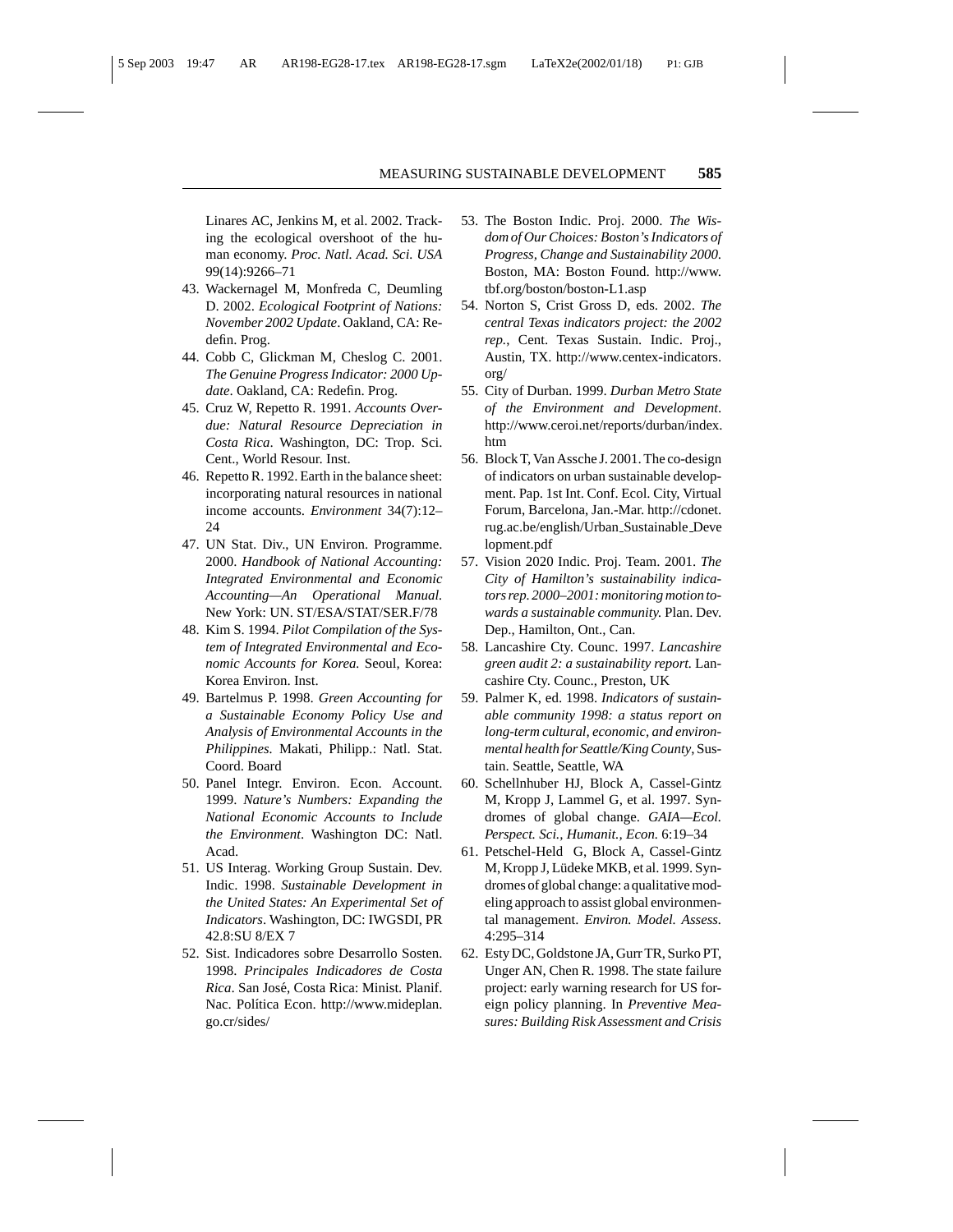Linares AC, Jenkins M, et al. 2002. Tracking the ecological overshoot of the human economy. *Proc. Natl. Acad. Sci. USA* 99(14):9266–71

43. Wackernagel M, Monfreda C, Deumling D. 2002. *Ecological Footprint of Nations: November 2002 Update*. Oakland, CA: Redefin. Prog.
44. Cobb C, Glickman M, Cheslog C. 2001. *The Genuine Progress Indicator: 2000 Update*. Oakland, CA: Redefin. Prog.
45. Cruz W, Repetto R. 1991. *Accounts Overdue: Natural Resource Depreciation in Costa Rica*. Washington, DC: Trop. Sci. Cent., World Resour. Inst.
46. Repetto R. 1992. Earth in the balance sheet: incorporating natural resources in national income accounts. *Environment* 34(7):12–24
47. UN Stat. Div., UN Environ. Programme. 2000. *Handbook of National Accounting: Integrated Environmental and Economic Accounting—An Operational Manual.* New York: UN. ST/ESA/STAT/SER.F/78
48. Kim S. 1994. *Pilot Compilation of the System of Integrated Environmental and Economic Accounts for Korea.* Seoul, Korea: Korea Environ. Inst.
49. Bartelmus P. 1998. *Green Accounting for a Sustainable Economy Policy Use and Analysis of Environmental Accounts in the Philippines.* Makati, Philipp.: Natl. Stat. Coord. Board
50. Panel Integr. Environ. Econ. Account. 1999. *Nature's Numbers: Expanding the National Economic Accounts to Include the Environment*. Washington DC: Natl. Acad.
51. US Interag. Working Group Sustain. Dev. Indic. 1998. *Sustainable Development in the United States: An Experimental Set of Indicators*. Washington, DC: IWGSDI, PR 42.8:SU 8/EX 7
52. Sist. Indicadores sobre Desarrollo Sosten. 1998. *Principales Indicadores de Costa Rica*. San José, Costa Rica: Minist. Planif. Nac. Política Econ. http://www.mideplan.go.cr/sides/
53. The Boston Indic. Proj. 2000. *The Wisdom of Our Choices: Boston's Indicators of Progress, Change and Sustainability 2000.* Boston, MA: Boston Found. http://www.tbf.org/boston/boston-L1.asp
54. Norton S, Crist Gross D, eds. 2002. *The central Texas indicators project: the 2002 rep.*, Cent. Texas Sustain. Indic. Proj., Austin, TX. http://www.centex-indicators.org/
55. City of Durban. 1999. *Durban Metro State of the Environment and Development*. http://www.ceroi.net/reports/durban/index.htm
56. Block T, Van Assche J. 2001. The co-design of indicators on urban sustainable development. Pap. 1st Int. Conf. Ecol. City, Virtual Forum, Barcelona, Jan.-Mar. http://cdonet.rug.ac.be/english/Urban_Sustainable_Development.pdf
57. Vision 2020 Indic. Proj. Team. 2001. *The City of Hamilton's sustainability indicators rep. 2000–2001: monitoring motion towards a sustainable community.* Plan. Dev. Dep., Hamilton, Ont., Can.
58. Lancashire Cty. Counc. 1997. *Lancashire green audit 2: a sustainability report*. Lancashire Cty. Counc., Preston, UK
59. Palmer K, ed. 1998. *Indicators of sustainable community 1998: a status report on long-term cultural, economic, and environmental health for Seattle/King County*, Sustain. Seattle, Seattle, WA
60. Schellnhuber HJ, Block A, Cassel-Gintz M, Kropp J, Lammel G, et al. 1997. Syndromes of global change. *GAIA—Ecol. Perspect. Sci., Humanit., Econ.* 6:19–34
61. Petschel-Held G, Block A, Cassel-Gintz M, Kropp J, Lüdeke MKB, et al. 1999. Syndromes of global change: a qualitative modeling approach to assist global environmental management. *Environ. Model. Assess.* 4:295–314
62. Esty DC, Goldstone JA, Gurr TR, Surko PT, Unger AN, Chen R. 1998. The state failure project: early warning research for US foreign policy planning. In *Preventive Measures: Building Risk Assessment and Crisis*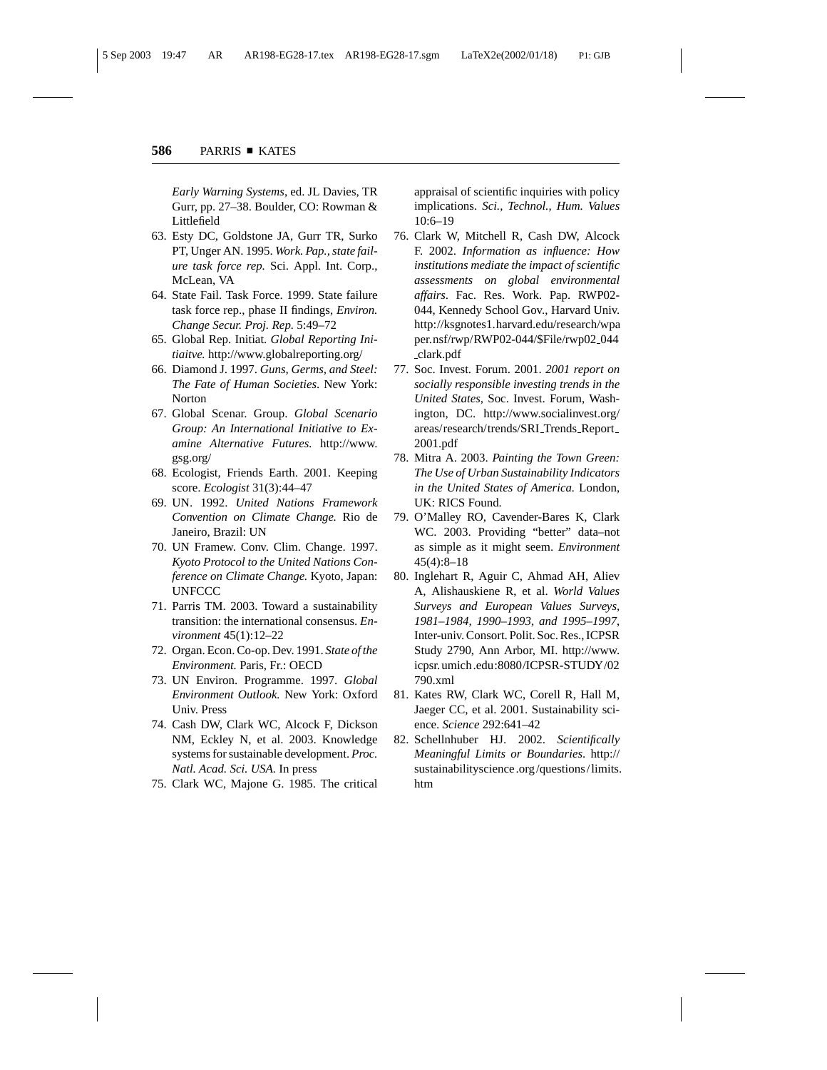*Early Warning Systems*, ed. JL Davies, TR Gurr, pp. 27–38. Boulder, CO: Rowman & Littlefield

63. Esty DC, Goldstone JA, Gurr TR, Surko PT, Unger AN. 1995. *Work. Pap., state failure task force rep.* Sci. Appl. Int. Corp., McLean, VA
64. State Fail. Task Force. 1999. State failure task force rep., phase II findings, *Environ. Change Secur. Proj. Rep.* 5:49–72
65. Global Rep. Initiat. *Global Reporting Initiaitve.* http://www.globalreporting.org/
66. Diamond J. 1997. *Guns, Germs, and Steel: The Fate of Human Societies*. New York: Norton
67. Global Scenar. Group. *Global Scenario Group: An International Initiative to Examine Alternative Futures.* http://www.gsg.org/
68. Ecologist, Friends Earth. 2001. Keeping score. *Ecologist* 31(3):44–47
69. UN. 1992. *United Nations Framework Convention on Climate Change.* Rio de Janeiro, Brazil: UN
70. UN Framew. Conv. Clim. Change. 1997. *Kyoto Protocol to the United Nations Conference on Climate Change.* Kyoto, Japan: UNFCCC
71. Parris TM. 2003. Toward a sustainability transition: the international consensus. *Environment* 45(1):12–22
72. Organ. Econ. Co-op. Dev. 1991. *State of the Environment.* Paris, Fr.: OECD
73. UN Environ. Programme. 1997. *Global Environment Outlook.* New York: Oxford Univ. Press
74. Cash DW, Clark WC, Alcock F, Dickson NM, Eckley N, et al. 2003. Knowledge systems for sustainable development. *Proc. Natl. Acad. Sci. USA.* In press
75. Clark WC, Majone G. 1985. The critical appraisal of scientific inquiries with policy implications. *Sci., Technol., Hum. Values* 10:6–19
76. Clark W, Mitchell R, Cash DW, Alcock F. 2002. *Information as influence: How institutions mediate the impact of scientific assessments on global environmental affairs*. Fac. Res. Work. Pap. RWP02-044, Kennedy School Gov., Harvard Univ. http://ksgnotes1.harvard.edu/research/wpaper.nsf/rwp/RWP02-044/$File/rwp02_044_clark.pdf
77. Soc. Invest. Forum. 2001. *2001 report on socially responsible investing trends in the United States*, Soc. Invest. Forum, Washington, DC. http://www.socialinvest.org/areas/research/trends/SRI_Trends_Report_2001.pdf
78. Mitra A. 2003. *Painting the Town Green: The Use of Urban Sustainability Indicators in the United States of America.* London, UK: RICS Found.
79. O'Malley RO, Cavender-Bares K, Clark WC. 2003. Providing "better" data–not as simple as it might seem. *Environment* 45(4):8–18
80. Inglehart R, Aguir C, Ahmad AH, Aliev A, Alishauskiene R, et al. *World Values Surveys and European Values Surveys, 1981–1984, 1990–1993, and 1995–1997*, Inter-univ. Consort. Polit. Soc. Res., ICPSR Study 2790, Ann Arbor, MI. http://www.icpsr.umich.edu:8080/ICPSR-STUDY/02790.xml
81. Kates RW, Clark WC, Corell R, Hall M, Jaeger CC, et al. 2001. Sustainability science. *Science* 292:641–42
82. Schellnhuber HJ. 2002. *Scientifically Meaningful Limits or Boundaries*. http://sustainabilityscience.org/questions/limits.htm